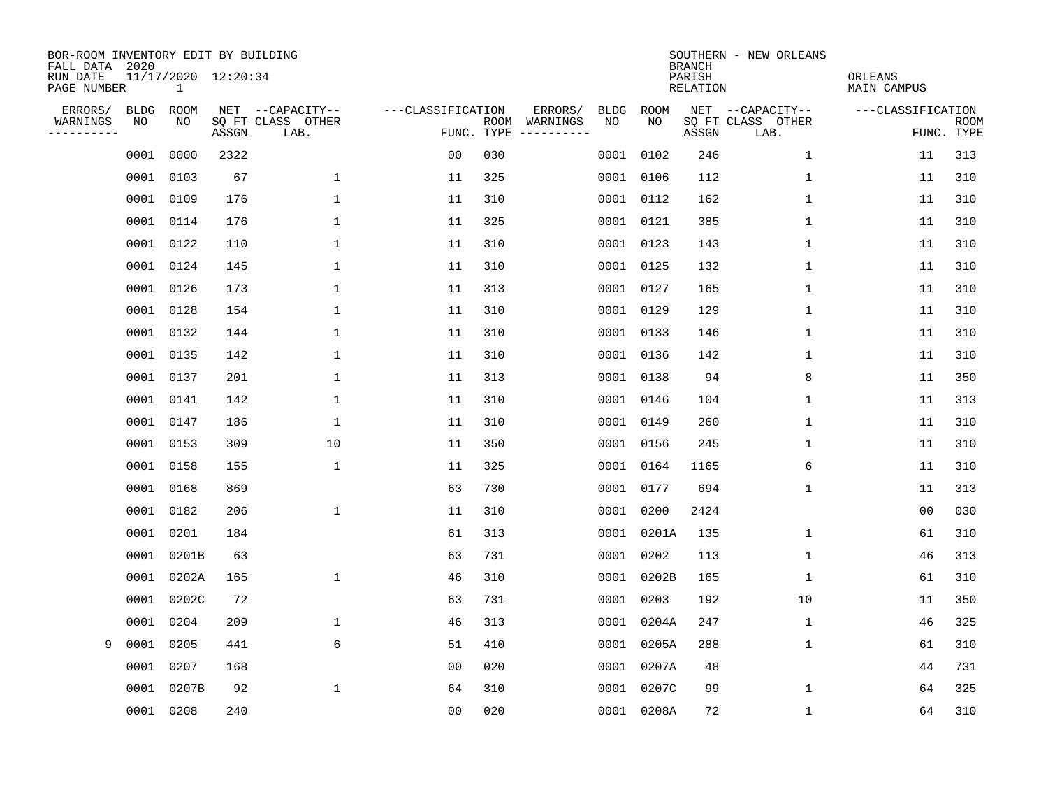BOR-ROOM INVENTORY EDIT BY BUILDING
FALL DATA 2020
RUN DATE 11/17/2020 12:20:34
PAGE NUMBER 1

SOUTHERN - NEW ORLEANS
BRANCH
PARISH ORLEANS
RELATION MAIN CAMPUS

| ERRORS/ WARNINGS | BLDG NO | ROOM NO | NET SQ FT ASSGN | CAPACITY CLASS LAB. | CAPACITY OTHER | CLASSIFICATION FUNC. | ROOM TYPE | ERRORS/ WARNINGS | BLDG NO | ROOM NO | NET SQ FT ASSGN | CAPACITY CLASS LAB. | CAPACITY OTHER | CLASSIFICATION FUNC. | ROOM TYPE |
|---|---|---|---|---|---|---|---|---|---|---|---|---|---|---|---|
| | 0001 | 0000 | 2322 | | | 00 | 030 | | 0001 | 0102 | 246 | | 1 | 11 | 313 |
| | 0001 | 0103 | 67 | | 1 | 11 | 325 | | 0001 | 0106 | 112 | | 1 | 11 | 310 |
| | 0001 | 0109 | 176 | | 1 | 11 | 310 | | 0001 | 0112 | 162 | | 1 | 11 | 310 |
| | 0001 | 0114 | 176 | | 1 | 11 | 325 | | 0001 | 0121 | 385 | | 1 | 11 | 310 |
| | 0001 | 0122 | 110 | | 1 | 11 | 310 | | 0001 | 0123 | 143 | | 1 | 11 | 310 |
| | 0001 | 0124 | 145 | | 1 | 11 | 310 | | 0001 | 0125 | 132 | | 1 | 11 | 310 |
| | 0001 | 0126 | 173 | | 1 | 11 | 313 | | 0001 | 0127 | 165 | | 1 | 11 | 310 |
| | 0001 | 0128 | 154 | | 1 | 11 | 310 | | 0001 | 0129 | 129 | | 1 | 11 | 310 |
| | 0001 | 0132 | 144 | | 1 | 11 | 310 | | 0001 | 0133 | 146 | | 1 | 11 | 310 |
| | 0001 | 0135 | 142 | | 1 | 11 | 310 | | 0001 | 0136 | 142 | | 1 | 11 | 310 |
| | 0001 | 0137 | 201 | | 1 | 11 | 313 | | 0001 | 0138 | 94 | | 8 | 11 | 350 |
| | 0001 | 0141 | 142 | | 1 | 11 | 310 | | 0001 | 0146 | 104 | | 1 | 11 | 313 |
| | 0001 | 0147 | 186 | | 1 | 11 | 310 | | 0001 | 0149 | 260 | | 1 | 11 | 310 |
| | 0001 | 0153 | 309 | | 10 | 11 | 350 | | 0001 | 0156 | 245 | | 1 | 11 | 310 |
| | 0001 | 0158 | 155 | | 1 | 11 | 325 | | 0001 | 0164 | 1165 | | 6 | 11 | 310 |
| | 0001 | 0168 | 869 | | | 63 | 730 | | 0001 | 0177 | 694 | | 1 | 11 | 313 |
| | 0001 | 0182 | 206 | | 1 | 11 | 310 | | 0001 | 0200 | 2424 | | | 00 | 030 |
| | 0001 | 0201 | 184 | | | 61 | 313 | | 0001 | 0201A | 135 | | 1 | 61 | 310 |
| | 0001 | 0201B | 63 | | | 63 | 731 | | 0001 | 0202 | 113 | | 1 | 46 | 313 |
| | 0001 | 0202A | 165 | | 1 | 46 | 310 | | 0001 | 0202B | 165 | | 1 | 61 | 310 |
| | 0001 | 0202C | 72 | | | 63 | 731 | | 0001 | 0203 | 192 | | 10 | 11 | 350 |
| | 0001 | 0204 | 209 | | 1 | 46 | 313 | | 0001 | 0204A | 247 | | 1 | 46 | 325 |
| 9 | 0001 | 0205 | 441 | | 6 | 51 | 410 | | 0001 | 0205A | 288 | | 1 | 61 | 310 |
| | 0001 | 0207 | 168 | | | 00 | 020 | | 0001 | 0207A | 48 | | | 44 | 731 |
| | 0001 | 0207B | 92 | | 1 | 64 | 310 | | 0001 | 0207C | 99 | | 1 | 64 | 325 |
| | 0001 | 0208 | 240 | | | 00 | 020 | | 0001 | 0208A | 72 | | 1 | 64 | 310 |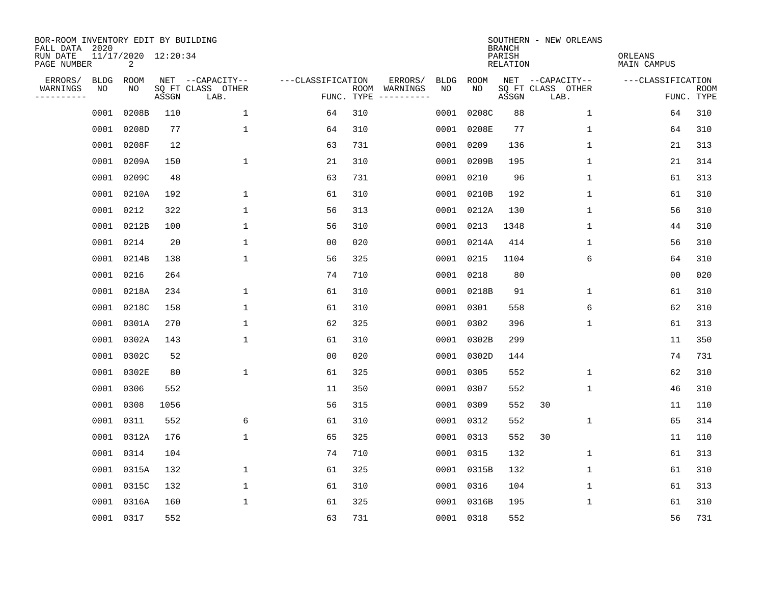BOR-ROOM INVENTORY EDIT BY BUILDING
FALL DATA 2020
RUN DATE 11/17/2020 12:20:34
PAGE NUMBER 2

SOUTHERN - NEW ORLEANS
BRANCH
PARISH ORLEANS
RELATION MAIN CAMPUS

| ERRORS/ WARNINGS | BLDG NO | ROOM NO | NET ASSGN SQ FT | CAPACITY CLASS | CAPACITY OTHER LAB. | CLASSIFICATION FUNC. | ROOM TYPE | ERRORS/ WARNINGS | BLDG NO | ROOM NO | NET ASSGN SQ FT | CAPACITY CLASS | CAPACITY OTHER LAB. | CLASSIFICATION FUNC. | ROOM TYPE |
|---|---|---|---|---|---|---|---|---|---|---|---|---|---|---|---|
| | 0001 | 0208B | 110 | | 1 | 64 | 310 | | 0001 | 0208C | 88 | | 1 | 64 | 310 |
| | 0001 | 0208D | 77 | | 1 | 64 | 310 | | 0001 | 0208E | 77 | | 1 | 64 | 310 |
| | 0001 | 0208F | 12 | | | 63 | 731 | | 0001 | 0209 | 136 | | 1 | 21 | 313 |
| | 0001 | 0209A | 150 | | 1 | 21 | 310 | | 0001 | 0209B | 195 | | 1 | 21 | 314 |
| | 0001 | 0209C | 48 | | | 63 | 731 | | 0001 | 0210 | 96 | | 1 | 61 | 313 |
| | 0001 | 0210A | 192 | | 1 | 61 | 310 | | 0001 | 0210B | 192 | | 1 | 61 | 310 |
| | 0001 | 0212 | 322 | | 1 | 56 | 313 | | 0001 | 0212A | 130 | | 1 | 56 | 310 |
| | 0001 | 0212B | 100 | | 1 | 56 | 310 | | 0001 | 0213 | 1348 | | 1 | 44 | 310 |
| | 0001 | 0214 | 20 | | 1 | 00 | 020 | | 0001 | 0214A | 414 | | 1 | 56 | 310 |
| | 0001 | 0214B | 138 | | 1 | 56 | 325 | | 0001 | 0215 | 1104 | | 6 | 64 | 310 |
| | 0001 | 0216 | 264 | | | 74 | 710 | | 0001 | 0218 | 80 | | | 00 | 020 |
| | 0001 | 0218A | 234 | | 1 | 61 | 310 | | 0001 | 0218B | 91 | | 1 | 61 | 310 |
| | 0001 | 0218C | 158 | | 1 | 61 | 310 | | 0001 | 0301 | 558 | | 6 | 62 | 310 |
| | 0001 | 0301A | 270 | | 1 | 62 | 325 | | 0001 | 0302 | 396 | | 1 | 61 | 313 |
| | 0001 | 0302A | 143 | | 1 | 61 | 310 | | 0001 | 0302B | 299 | | | 11 | 350 |
| | 0001 | 0302C | 52 | | | 00 | 020 | | 0001 | 0302D | 144 | | | 74 | 731 |
| | 0001 | 0302E | 80 | | 1 | 61 | 325 | | 0001 | 0305 | 552 | | 1 | 62 | 310 |
| | 0001 | 0306 | 552 | | | 11 | 350 | | 0001 | 0307 | 552 | | 1 | 46 | 310 |
| | 0001 | 0308 | 1056 | | | 56 | 315 | | 0001 | 0309 | 552 | 30 | | 11 | 110 |
| | 0001 | 0311 | 552 | | 6 | 61 | 310 | | 0001 | 0312 | 552 | | 1 | 65 | 314 |
| | 0001 | 0312A | 176 | | 1 | 65 | 325 | | 0001 | 0313 | 552 | 30 | | 11 | 110 |
| | 0001 | 0314 | 104 | | | 74 | 710 | | 0001 | 0315 | 132 | | 1 | 61 | 313 |
| | 0001 | 0315A | 132 | | 1 | 61 | 325 | | 0001 | 0315B | 132 | | 1 | 61 | 310 |
| | 0001 | 0315C | 132 | | 1 | 61 | 310 | | 0001 | 0316 | 104 | | 1 | 61 | 313 |
| | 0001 | 0316A | 160 | | 1 | 61 | 325 | | 0001 | 0316B | 195 | | 1 | 61 | 310 |
| | 0001 | 0317 | 552 | | | 63 | 731 | | 0001 | 0318 | 552 | | | 56 | 731 |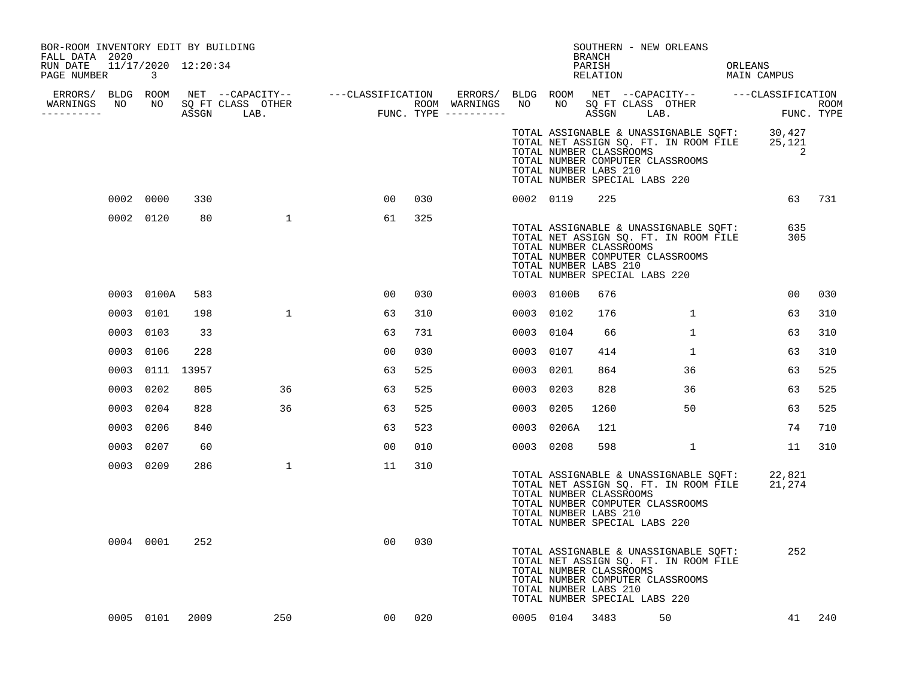BOR-ROOM INVENTORY EDIT BY BUILDING
FALL DATA 2020
RUN DATE 11/17/2020 12:20:34

SOUTHERN - NEW ORLEANS
BRANCH
PARISH ORLEANS
RELATION MAIN CAMPUS

| ERRORS/ WARNINGS | BLDG NO | ROOM NO | NET SQ FT ASSGN | CAPACITY CLASS | CAPACITY LAB. | CAPACITY OTHER | CLASSIFICATION FUNC. | ROOM TYPE | ERRORS/ WARNINGS | BLDG NO | ROOM NO | NET SQ FT ASSGN | CAPACITY CLASS | CAPACITY LAB. | CAPACITY OTHER | CLASSIFICATION FUNC. | ROOM TYPE |
|---|---|---|---|---|---|---|---|---|---|---|---|---|---|---|---|---|---|
| | | | | | | | | | | | | | | | | | |

TOTAL ASSIGNABLE & UNASSIGNABLE SQFT: 30,427
TOTAL NET ASSIGN SQ. FT. IN ROOM FILE 25,121
TOTAL NUMBER CLASSROOMS 2
TOTAL NUMBER COMPUTER CLASSROOMS
TOTAL NUMBER LABS 210
TOTAL NUMBER SPECIAL LABS 220

| ERRORS/ WARNINGS | BLDG NO | ROOM NO | NET SQ FT ASSGN | CAPACITY CLASS | CAPACITY LAB. | CAPACITY OTHER | CLASSIFICATION FUNC. | ROOM TYPE | ERRORS/ WARNINGS | BLDG NO | ROOM NO | NET SQ FT ASSGN | CAPACITY CLASS | CAPACITY LAB. | CAPACITY OTHER | CLASSIFICATION FUNC. | ROOM TYPE |
|---|---|---|---|---|---|---|---|---|---|---|---|---|---|---|---|---|---|
| | 0002 | 0000 | 330 | | | | 00 | 030 | | 0002 | 0119 | 225 | | | | 63 | 731 |
| | 0002 | 0120 | 80 | | | 1 | 61 | 325 | | | | | | | | | |

TOTAL ASSIGNABLE & UNASSIGNABLE SQFT: 635
TOTAL NET ASSIGN SQ. FT. IN ROOM FILE 305
TOTAL NUMBER CLASSROOMS
TOTAL NUMBER COMPUTER CLASSROOMS
TOTAL NUMBER LABS 210
TOTAL NUMBER SPECIAL LABS 220

| ERRORS/ WARNINGS | BLDG NO | ROOM NO | NET SQ FT ASSGN | CAPACITY CLASS | CAPACITY LAB. | CAPACITY OTHER | CLASSIFICATION FUNC. | ROOM TYPE | ERRORS/ WARNINGS | BLDG NO | ROOM NO | NET SQ FT ASSGN | CAPACITY CLASS | CAPACITY LAB. | CAPACITY OTHER | CLASSIFICATION FUNC. | ROOM TYPE |
|---|---|---|---|---|---|---|---|---|---|---|---|---|---|---|---|---|---|
| | 0003 | 0100A | 583 | | | | 00 | 030 | | 0003 | 0100B | 676 | | | | 00 | 030 |
| | 0003 | 0101 | 198 | | | 1 | 63 | 310 | | 0003 | 0102 | 176 | | | 1 | 63 | 310 |
| | 0003 | 0103 | 33 | | | | 63 | 731 | | 0003 | 0104 | 66 | | | 1 | 63 | 310 |
| | 0003 | 0106 | 228 | | | | 00 | 030 | | 0003 | 0107 | 414 | | | 1 | 63 | 310 |
| | 0003 | 0111 | 13957 | | | | 63 | 525 | | 0003 | 0201 | 864 | | | 36 | 63 | 525 |
| | 0003 | 0202 | 805 | | | 36 | 63 | 525 | | 0003 | 0203 | 828 | | | 36 | 63 | 525 |
| | 0003 | 0204 | 828 | | | 36 | 63 | 525 | | 0003 | 0205 | 1260 | | | 50 | 63 | 525 |
| | 0003 | 0206 | 840 | | | | 63 | 523 | | 0003 | 0206A | 121 | | | | 74 | 710 |
| | 0003 | 0207 | 60 | | | | 00 | 010 | | 0003 | 0208 | 598 | | | 1 | 11 | 310 |
| | 0003 | 0209 | 286 | | | 1 | 11 | 310 | | | | | | | | | |

TOTAL ASSIGNABLE & UNASSIGNABLE SQFT: 22,821
TOTAL NET ASSIGN SQ. FT. IN ROOM FILE 21,274
TOTAL NUMBER CLASSROOMS
TOTAL NUMBER COMPUTER CLASSROOMS
TOTAL NUMBER LABS 210
TOTAL NUMBER SPECIAL LABS 220

| ERRORS/ WARNINGS | BLDG NO | ROOM NO | NET SQ FT ASSGN | CAPACITY CLASS | CAPACITY LAB. | CAPACITY OTHER | CLASSIFICATION FUNC. | ROOM TYPE | ERRORS/ WARNINGS | BLDG NO | ROOM NO | NET SQ FT ASSGN | CAPACITY CLASS | CAPACITY LAB. | CAPACITY OTHER | CLASSIFICATION FUNC. | ROOM TYPE |
|---|---|---|---|---|---|---|---|---|---|---|---|---|---|---|---|---|---|
| | 0004 | 0001 | 252 | | | | 00 | 030 | | | | | | | | | |

TOTAL ASSIGNABLE & UNASSIGNABLE SQFT: 252
TOTAL NET ASSIGN SQ. FT. IN ROOM FILE
TOTAL NUMBER CLASSROOMS
TOTAL NUMBER COMPUTER CLASSROOMS
TOTAL NUMBER LABS 210
TOTAL NUMBER SPECIAL LABS 220

| ERRORS/ WARNINGS | BLDG NO | ROOM NO | NET SQ FT ASSGN | CAPACITY CLASS | CAPACITY LAB. | CAPACITY OTHER | CLASSIFICATION FUNC. | ROOM TYPE | ERRORS/ WARNINGS | BLDG NO | ROOM NO | NET SQ FT ASSGN | CAPACITY CLASS | CAPACITY LAB. | CAPACITY OTHER | CLASSIFICATION FUNC. | ROOM TYPE |
|---|---|---|---|---|---|---|---|---|---|---|---|---|---|---|---|---|---|
| | 0005 | 0101 | 2009 | | | 250 | 00 | 020 | | 0005 | 0104 | 3483 | | 50 | | 41 | 240 |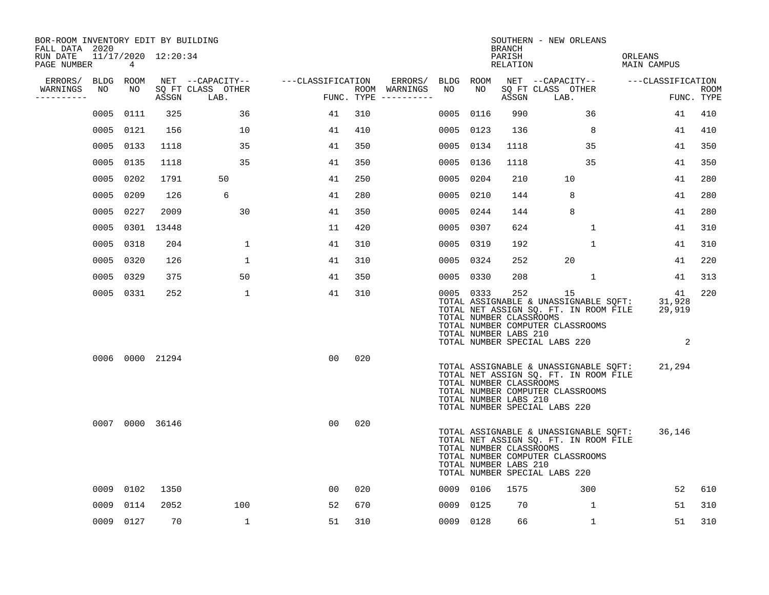BOR-ROOM INVENTORY EDIT BY BUILDING
FALL DATA 2020
RUN DATE 11/17/2020 12:20:34
PAGE NUMBER 4

SOUTHERN - NEW ORLEANS
BRANCH
PARISH ORLEANS
RELATION MAIN CAMPUS

| ERRORS/ WARNINGS | BLDG NO | ROOM NO | NET ASSGN SQ FT | CAPACITY CLASS LAB. | CAPACITY OTHER | CLASSIFICATION FUNC. | ROOM TYPE | ERRORS/ WARNINGS | BLDG NO | ROOM NO | NET ASSGN SQ FT | CAPACITY CLASS LAB. | CAPACITY OTHER | CLASSIFICATION FUNC. | ROOM TYPE |
|---|---|---|---|---|---|---|---|---|---|---|---|---|---|---|---|
| | 0005 | 0111 | 325 | | 36 | 41 | 310 | | 0005 | 0116 | 990 | | 36 | 41 | 410 |
| | 0005 | 0121 | 156 | | 10 | 41 | 410 | | 0005 | 0123 | 136 | | 8 | 41 | 410 |
| | 0005 | 0133 | 1118 | | 35 | 41 | 350 | | 0005 | 0134 | 1118 | | 35 | 41 | 350 |
| | 0005 | 0135 | 1118 | | 35 | 41 | 350 | | 0005 | 0136 | 1118 | | 35 | 41 | 350 |
| | 0005 | 0202 | 1791 | 50 | | 41 | 250 | | 0005 | 0204 | 210 | 10 | | 41 | 280 |
| | 0005 | 0209 | 126 | 6 | | 41 | 280 | | 0005 | 0210 | 144 | 8 | | 41 | 280 |
| | 0005 | 0227 | 2009 | | 30 | 41 | 350 | | 0005 | 0244 | 144 | 8 | | 41 | 280 |
| | 0005 | 0301 | 13448 | | | 11 | 420 | | 0005 | 0307 | 624 | | 1 | 41 | 310 |
| | 0005 | 0318 | 204 | | 1 | 41 | 310 | | 0005 | 0319 | 192 | | 1 | 41 | 310 |
| | 0005 | 0320 | 126 | | 1 | 41 | 310 | | 0005 | 0324 | 252 | 20 | | 41 | 220 |
| | 0005 | 0329 | 375 | | 50 | 41 | 350 | | 0005 | 0330 | 208 | | 1 | 41 | 313 |
| | 0005 | 0331 | 252 | | 1 | 41 | 310 | | 0005 | 0333 | 252 | 15 | | 41 | 220 |

TOTAL ASSIGNABLE & UNASSIGNABLE SQFT: 31,928
TOTAL NET ASSIGN SQ. FT. IN ROOM FILE 29,919
TOTAL NUMBER CLASSROOMS
TOTAL NUMBER COMPUTER CLASSROOMS
TOTAL NUMBER LABS 210
TOTAL NUMBER SPECIAL LABS 220 2

| ERRORS/ WARNINGS | BLDG NO | ROOM NO | NET ASSGN SQ FT | CAPACITY CLASS LAB. | CAPACITY OTHER | CLASSIFICATION FUNC. | ROOM TYPE |
|---|---|---|---|---|---|---|---|
| | 0006 | 0000 | 21294 | | | 00 | 020 |

TOTAL ASSIGNABLE & UNASSIGNABLE SQFT: 21,294
TOTAL NET ASSIGN SQ. FT. IN ROOM FILE
TOTAL NUMBER CLASSROOMS
TOTAL NUMBER COMPUTER CLASSROOMS
TOTAL NUMBER LABS 210
TOTAL NUMBER SPECIAL LABS 220

| ERRORS/ WARNINGS | BLDG NO | ROOM NO | NET ASSGN SQ FT | CAPACITY CLASS LAB. | CAPACITY OTHER | CLASSIFICATION FUNC. | ROOM TYPE |
|---|---|---|---|---|---|---|---|
| | 0007 | 0000 | 36146 | | | 00 | 020 |

TOTAL ASSIGNABLE & UNASSIGNABLE SQFT: 36,146
TOTAL NET ASSIGN SQ. FT. IN ROOM FILE
TOTAL NUMBER CLASSROOMS
TOTAL NUMBER COMPUTER CLASSROOMS
TOTAL NUMBER LABS 210
TOTAL NUMBER SPECIAL LABS 220

| ERRORS/ WARNINGS | BLDG NO | ROOM NO | NET ASSGN SQ FT | CAPACITY CLASS LAB. | CAPACITY OTHER | CLASSIFICATION FUNC. | ROOM TYPE | ERRORS/ WARNINGS | BLDG NO | ROOM NO | NET ASSGN SQ FT | CAPACITY CLASS LAB. | CAPACITY OTHER | CLASSIFICATION FUNC. | ROOM TYPE |
|---|---|---|---|---|---|---|---|---|---|---|---|---|---|---|---|
| | 0009 | 0102 | 1350 | | | 00 | 020 | | 0009 | 0106 | 1575 | | 300 | 52 | 610 |
| | 0009 | 0114 | 2052 | | 100 | 52 | 670 | | 0009 | 0125 | 70 | | 1 | 51 | 310 |
| | 0009 | 0127 | 70 | | 1 | 51 | 310 | | 0009 | 0128 | 66 | | 1 | 51 | 310 |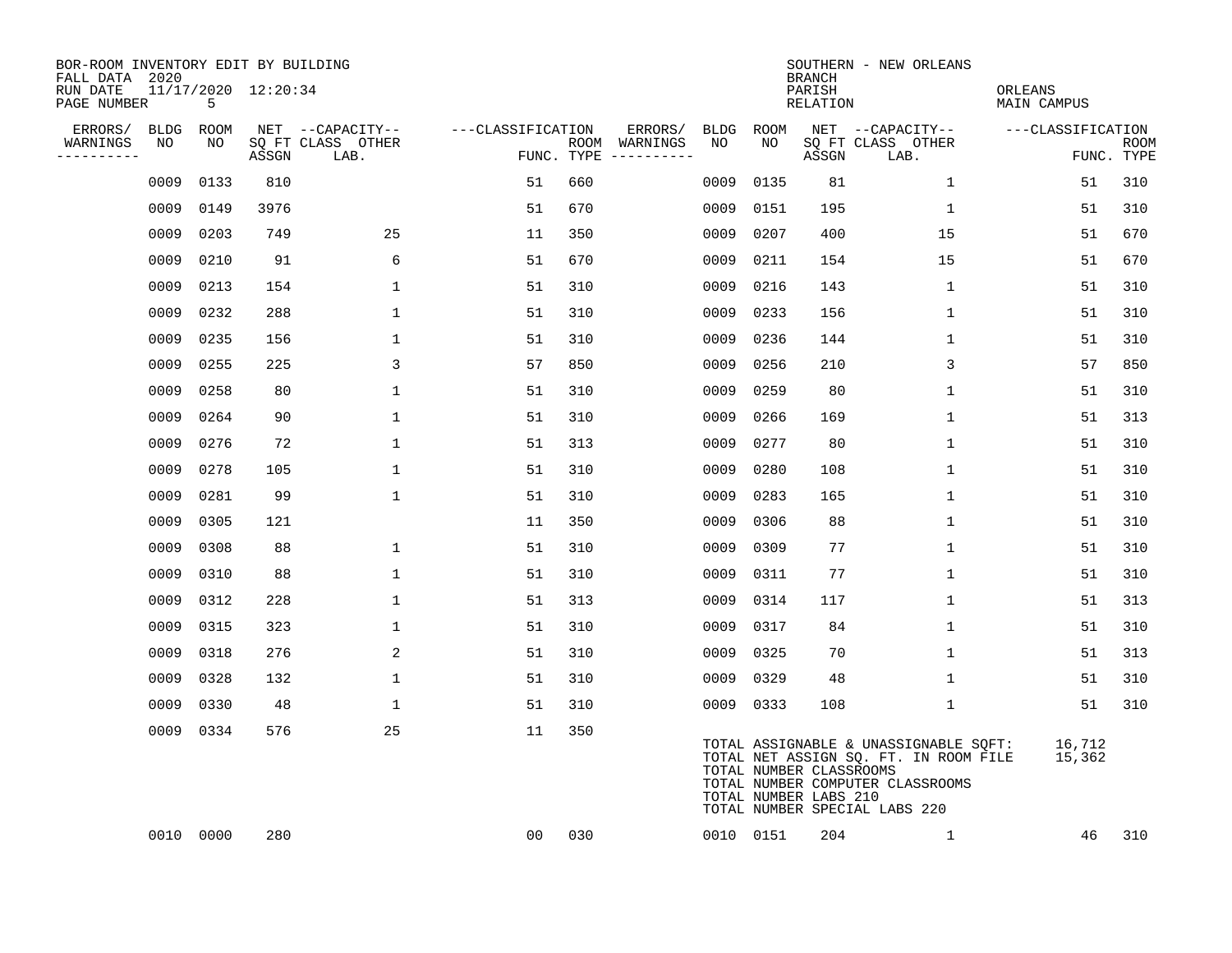BOR-ROOM INVENTORY EDIT BY BUILDING
FALL DATA 2020
RUN DATE 11/17/2020 12:20:34
PAGE NUMBER 5

SOUTHERN - NEW ORLEANS
BRANCH
PARISH ORLEANS
RELATION MAIN CAMPUS

| ERRORS/ WARNINGS | BLDG NO | ROOM NO | NET SQ FT ASSGN | --CAPACITY-- CLASS | OTHER LAB. | ---CLASSIFICATION FUNC. | ROOM TYPE | ERRORS/ WARNINGS | BLDG NO | ROOM NO | NET SQ FT ASSGN | --CAPACITY-- CLASS | OTHER LAB. | ---CLASSIFICATION FUNC. | ROOM TYPE |
|---|---|---|---|---|---|---|---|---|---|---|---|---|---|---|---|
| | 0009 | 0133 | 810 | | | 51 | 660 | | 0009 | 0135 | 81 | | 1 | 51 | 310 |
| | 0009 | 0149 | 3976 | | | 51 | 670 | | 0009 | 0151 | 195 | | 1 | 51 | 310 |
| | 0009 | 0203 | 749 | | 25 | 11 | 350 | | 0009 | 0207 | 400 | | 15 | 51 | 670 |
| | 0009 | 0210 | 91 | | 6 | 51 | 670 | | 0009 | 0211 | 154 | | 15 | 51 | 670 |
| | 0009 | 0213 | 154 | | 1 | 51 | 310 | | 0009 | 0216 | 143 | | 1 | 51 | 310 |
| | 0009 | 0232 | 288 | | 1 | 51 | 310 | | 0009 | 0233 | 156 | | 1 | 51 | 310 |
| | 0009 | 0235 | 156 | | 1 | 51 | 310 | | 0009 | 0236 | 144 | | 1 | 51 | 310 |
| | 0009 | 0255 | 225 | | 3 | 57 | 850 | | 0009 | 0256 | 210 | | 3 | 57 | 850 |
| | 0009 | 0258 | 80 | | 1 | 51 | 310 | | 0009 | 0259 | 80 | | 1 | 51 | 310 |
| | 0009 | 0264 | 90 | | 1 | 51 | 310 | | 0009 | 0266 | 169 | | 1 | 51 | 313 |
| | 0009 | 0276 | 72 | | 1 | 51 | 313 | | 0009 | 0277 | 80 | | 1 | 51 | 310 |
| | 0009 | 0278 | 105 | | 1 | 51 | 310 | | 0009 | 0280 | 108 | | 1 | 51 | 310 |
| | 0009 | 0281 | 99 | | 1 | 51 | 310 | | 0009 | 0283 | 165 | | 1 | 51 | 310 |
| | 0009 | 0305 | 121 | | | 11 | 350 | | 0009 | 0306 | 88 | | 1 | 51 | 310 |
| | 0009 | 0308 | 88 | | 1 | 51 | 310 | | 0009 | 0309 | 77 | | 1 | 51 | 310 |
| | 0009 | 0310 | 88 | | 1 | 51 | 310 | | 0009 | 0311 | 77 | | 1 | 51 | 310 |
| | 0009 | 0312 | 228 | | 1 | 51 | 313 | | 0009 | 0314 | 117 | | 1 | 51 | 313 |
| | 0009 | 0315 | 323 | | 1 | 51 | 310 | | 0009 | 0317 | 84 | | 1 | 51 | 310 |
| | 0009 | 0318 | 276 | | 2 | 51 | 310 | | 0009 | 0325 | 70 | | 1 | 51 | 313 |
| | 0009 | 0328 | 132 | | 1 | 51 | 310 | | 0009 | 0329 | 48 | | 1 | 51 | 310 |
| | 0009 | 0330 | 48 | | 1 | 51 | 310 | | 0009 | 0333 | 108 | | 1 | 51 | 310 |
| | 0009 | 0334 | 576 | | 25 | 11 | 350 | | | | | | | | |
| | 0010 | 0000 | 280 | | | 00 | 030 | | 0010 | 0151 | 204 | | 1 | 46 | 310 |

TOTAL ASSIGNABLE & UNASSIGNABLE SQFT: 16,712
TOTAL NET ASSIGN SQ. FT. IN ROOM FILE 15,362
TOTAL NUMBER CLASSROOMS
TOTAL NUMBER COMPUTER CLASSROOMS
TOTAL NUMBER LABS 210
TOTAL NUMBER SPECIAL LABS 220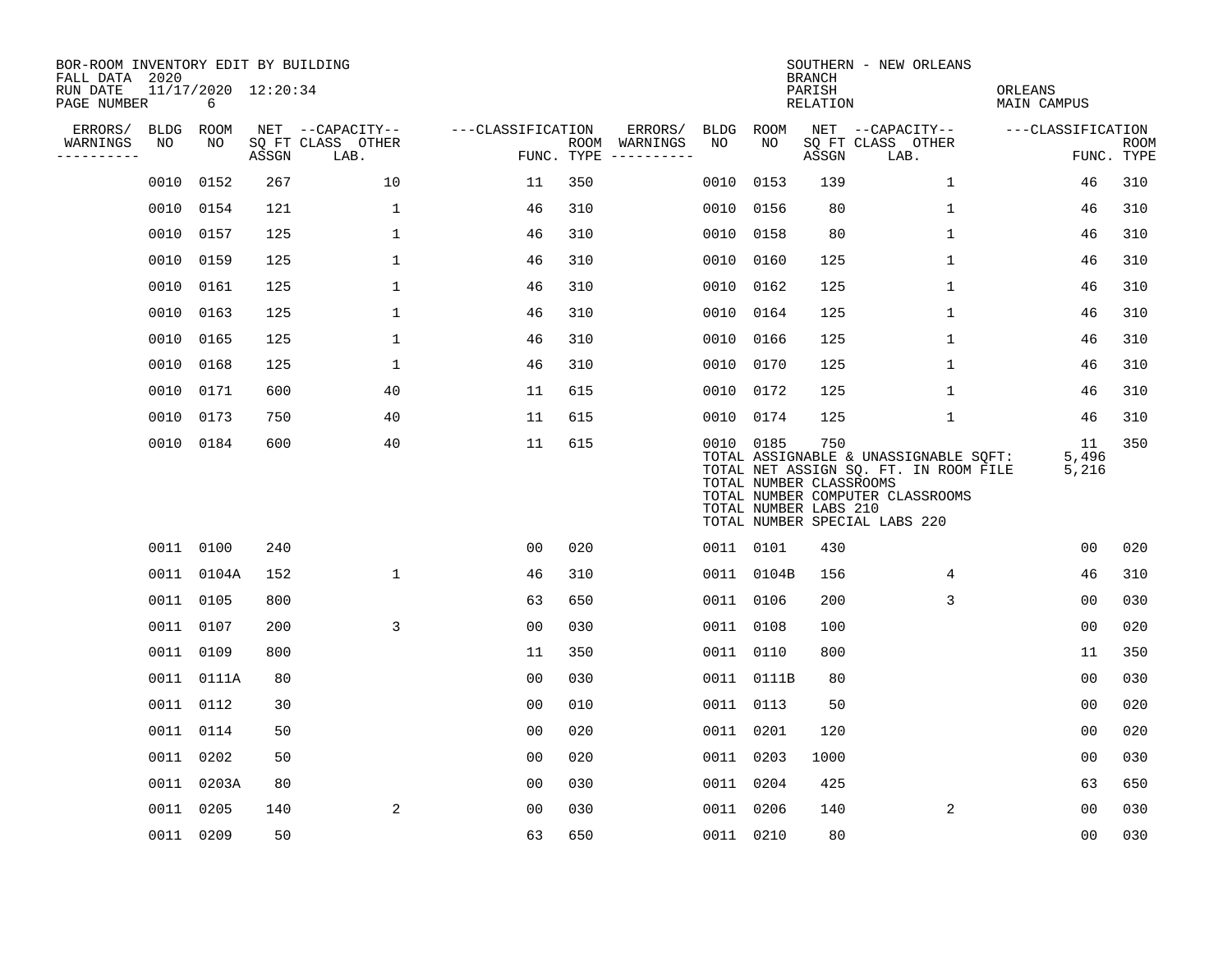BOR-ROOM INVENTORY EDIT BY BUILDING
FALL DATA 2020
RUN DATE 11/17/2020 12:20:34
PAGE NUMBER 6

SOUTHERN - NEW ORLEANS
BRANCH
PARISH ORLEANS
RELATION MAIN CAMPUS

| ERRORS/ WARNINGS | BLDG NO | ROOM NO | NET SQ FT ASSGN | CAPACITY CLASS LAB. | CAPACITY OTHER | CLASSIFICATION FUNC. | ROOM TYPE | ERRORS/ WARNINGS | BLDG NO | ROOM NO | NET SQ FT ASSGN | CAPACITY CLASS LAB. | CAPACITY OTHER | CLASSIFICATION FUNC. | ROOM TYPE |
|---|---|---|---|---|---|---|---|---|---|---|---|---|---|---|---|
| | 0010 | 0152 | 267 | | 10 | 11 | 350 | | 0010 | 0153 | 139 | | 1 | 46 | 310 |
| | 0010 | 0154 | 121 | | 1 | 46 | 310 | | 0010 | 0156 | 80 | | 1 | 46 | 310 |
| | 0010 | 0157 | 125 | | 1 | 46 | 310 | | 0010 | 0158 | 80 | | 1 | 46 | 310 |
| | 0010 | 0159 | 125 | | 1 | 46 | 310 | | 0010 | 0160 | 125 | | 1 | 46 | 310 |
| | 0010 | 0161 | 125 | | 1 | 46 | 310 | | 0010 | 0162 | 125 | | 1 | 46 | 310 |
| | 0010 | 0163 | 125 | | 1 | 46 | 310 | | 0010 | 0164 | 125 | | 1 | 46 | 310 |
| | 0010 | 0165 | 125 | | 1 | 46 | 310 | | 0010 | 0166 | 125 | | 1 | 46 | 310 |
| | 0010 | 0168 | 125 | | 1 | 46 | 310 | | 0010 | 0170 | 125 | | 1 | 46 | 310 |
| | 0010 | 0171 | 600 | | 40 | 11 | 615 | | 0010 | 0172 | 125 | | 1 | 46 | 310 |
| | 0010 | 0173 | 750 | | 40 | 11 | 615 | | 0010 | 0174 | 125 | | 1 | 46 | 310 |
| | 0010 | 0184 | 600 | | 40 | 11 | 615 | | 0010 | 0185 | 750 | | | 11 | 350 |

TOTAL ASSIGNABLE & UNASSIGNABLE SQFT: 5,496
TOTAL NET ASSIGN SQ. FT. IN ROOM FILE 5,216
TOTAL NUMBER CLASSROOMS
TOTAL NUMBER COMPUTER CLASSROOMS
TOTAL NUMBER LABS 210
TOTAL NUMBER SPECIAL LABS 220

| ERRORS/ WARNINGS | BLDG NO | ROOM NO | NET SQ FT ASSGN | CAPACITY CLASS LAB. | CAPACITY OTHER | CLASSIFICATION FUNC. | ROOM TYPE | ERRORS/ WARNINGS | BLDG NO | ROOM NO | NET SQ FT ASSGN | CAPACITY CLASS LAB. | CAPACITY OTHER | CLASSIFICATION FUNC. | ROOM TYPE |
|---|---|---|---|---|---|---|---|---|---|---|---|---|---|---|---|
| | 0011 | 0100 | 240 | | | 00 | 020 | | 0011 | 0101 | 430 | | | 00 | 020 |
| | 0011 | 0104A | 152 | | 1 | 46 | 310 | | 0011 | 0104B | 156 | | 4 | 46 | 310 |
| | 0011 | 0105 | 800 | | | 63 | 650 | | 0011 | 0106 | 200 | | 3 | 00 | 030 |
| | 0011 | 0107 | 200 | | 3 | 00 | 030 | | 0011 | 0108 | 100 | | | 00 | 020 |
| | 0011 | 0109 | 800 | | | 11 | 350 | | 0011 | 0110 | 800 | | | 11 | 350 |
| | 0011 | 0111A | 80 | | | 00 | 030 | | 0011 | 0111B | 80 | | | 00 | 030 |
| | 0011 | 0112 | 30 | | | 00 | 010 | | 0011 | 0113 | 50 | | | 00 | 020 |
| | 0011 | 0114 | 50 | | | 00 | 020 | | 0011 | 0201 | 120 | | | 00 | 020 |
| | 0011 | 0202 | 50 | | | 00 | 020 | | 0011 | 0203 | 1000 | | | 00 | 030 |
| | 0011 | 0203A | 80 | | | 00 | 030 | | 0011 | 0204 | 425 | | | 63 | 650 |
| | 0011 | 0205 | 140 | | 2 | 00 | 030 | | 0011 | 0206 | 140 | | 2 | 00 | 030 |
| | 0011 | 0209 | 50 | | | 63 | 650 | | 0011 | 0210 | 80 | | | 00 | 030 |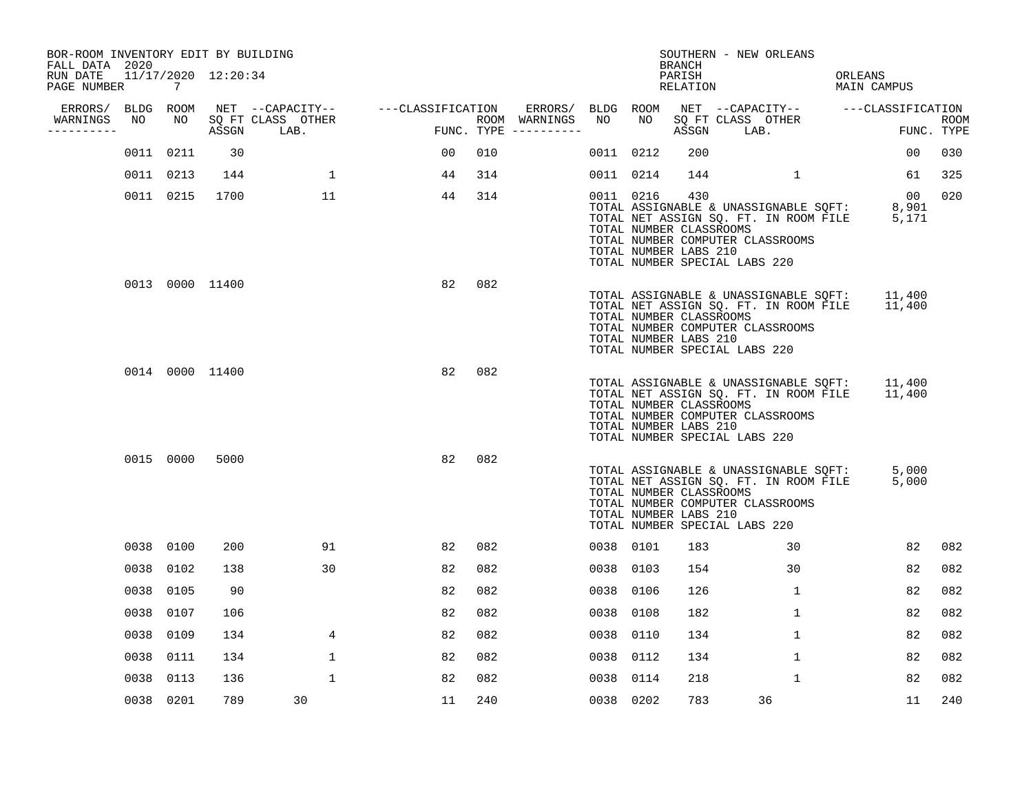BOR-ROOM INVENTORY EDIT BY BUILDING
FALL DATA 2020
RUN DATE 11/17/2020 12:20:34
PAGE NUMBER 7

SOUTHERN - NEW ORLEANS
BRANCH
PARISH ORLEANS
RELATION MAIN CAMPUS

| ERRORS/ WARNINGS | BLDG NO | ROOM NO | NET ASSGN SQ FT | CAPACITY CLASS LAB. | CAPACITY OTHER | CLASSIFICATION FUNC. | ROOM TYPE | ERRORS/ WARNINGS | BLDG NO | ROOM NO | NET ASSGN SQ FT | CAPACITY CLASS LAB. | CAPACITY OTHER | CLASSIFICATION FUNC. | ROOM TYPE |
|---|---|---|---|---|---|---|---|---|---|---|---|---|---|---|---|
| | 0011 | 0211 | 30 | | | 00 | 010 | | 0011 | 0212 | 200 | | | 00 | 030 |
| | 0011 | 0213 | 144 | | 1 | 44 | 314 | | 0011 | 0214 | 144 | | 1 | 61 | 325 |
| | 0011 | 0215 | 1700 | | 11 | 44 | 314 | | 0011 | 0216 | 430 | | | 00 | 020 |

TOTAL ASSIGNABLE & UNASSIGNABLE SQFT: 8,901
TOTAL NET ASSIGN SQ. FT. IN ROOM FILE 5,171
TOTAL NUMBER CLASSROOMS
TOTAL NUMBER COMPUTER CLASSROOMS
TOTAL NUMBER LABS 210
TOTAL NUMBER SPECIAL LABS 220

| ERRORS/ WARNINGS | BLDG NO | ROOM NO | NET ASSGN SQ FT | CAPACITY CLASS LAB. | CAPACITY OTHER | CLASSIFICATION FUNC. | ROOM TYPE |
|---|---|---|---|---|---|---|---|
| | 0013 | 0000 | 11400 | | | 82 | 082 |

TOTAL ASSIGNABLE & UNASSIGNABLE SQFT: 11,400
TOTAL NET ASSIGN SQ. FT. IN ROOM FILE 11,400
TOTAL NUMBER CLASSROOMS
TOTAL NUMBER COMPUTER CLASSROOMS
TOTAL NUMBER LABS 210
TOTAL NUMBER SPECIAL LABS 220

| ERRORS/ WARNINGS | BLDG NO | ROOM NO | NET ASSGN SQ FT | CAPACITY CLASS LAB. | CAPACITY OTHER | CLASSIFICATION FUNC. | ROOM TYPE |
|---|---|---|---|---|---|---|---|
| | 0014 | 0000 | 11400 | | | 82 | 082 |

TOTAL ASSIGNABLE & UNASSIGNABLE SQFT: 11,400
TOTAL NET ASSIGN SQ. FT. IN ROOM FILE 11,400
TOTAL NUMBER CLASSROOMS
TOTAL NUMBER COMPUTER CLASSROOMS
TOTAL NUMBER LABS 210
TOTAL NUMBER SPECIAL LABS 220

| ERRORS/ WARNINGS | BLDG NO | ROOM NO | NET ASSGN SQ FT | CAPACITY CLASS LAB. | CAPACITY OTHER | CLASSIFICATION FUNC. | ROOM TYPE |
|---|---|---|---|---|---|---|---|
| | 0015 | 0000 | 5000 | | | 82 | 082 |

TOTAL ASSIGNABLE & UNASSIGNABLE SQFT: 5,000
TOTAL NET ASSIGN SQ. FT. IN ROOM FILE 5,000
TOTAL NUMBER CLASSROOMS
TOTAL NUMBER COMPUTER CLASSROOMS
TOTAL NUMBER LABS 210
TOTAL NUMBER SPECIAL LABS 220

| ERRORS/ WARNINGS | BLDG NO | ROOM NO | NET ASSGN SQ FT | CAPACITY CLASS LAB. | CAPACITY OTHER | CLASSIFICATION FUNC. | ROOM TYPE | ERRORS/ WARNINGS | BLDG NO | ROOM NO | NET ASSGN SQ FT | CAPACITY CLASS LAB. | CAPACITY OTHER | CLASSIFICATION FUNC. | ROOM TYPE |
|---|---|---|---|---|---|---|---|---|---|---|---|---|---|---|---|
| | 0038 | 0100 | 200 | | 91 | 82 | 082 | | 0038 | 0101 | 183 | | 30 | 82 | 082 |
| | 0038 | 0102 | 138 | | 30 | 82 | 082 | | 0038 | 0103 | 154 | | 30 | 82 | 082 |
| | 0038 | 0105 | 90 | | | 82 | 082 | | 0038 | 0106 | 126 | | 1 | 82 | 082 |
| | 0038 | 0107 | 106 | | | 82 | 082 | | 0038 | 0108 | 182 | | 1 | 82 | 082 |
| | 0038 | 0109 | 134 | | 4 | 82 | 082 | | 0038 | 0110 | 134 | | 1 | 82 | 082 |
| | 0038 | 0111 | 134 | | 1 | 82 | 082 | | 0038 | 0112 | 134 | | 1 | 82 | 082 |
| | 0038 | 0113 | 136 | | 1 | 82 | 082 | | 0038 | 0114 | 218 | | 1 | 82 | 082 |
| | 0038 | 0201 | 789 | 30 | | 11 | 240 | | 0038 | 0202 | 783 | 36 | | 11 | 240 |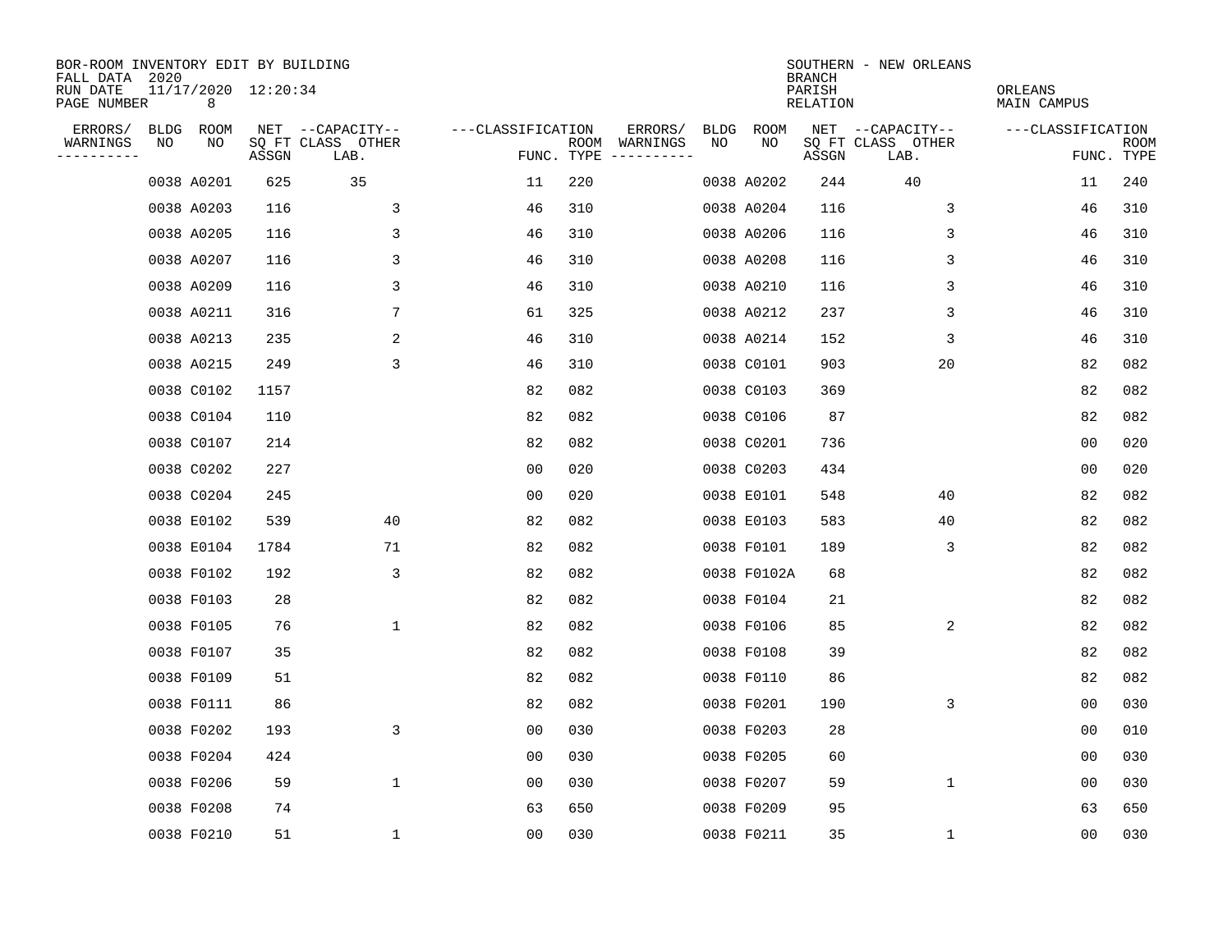BOR-ROOM INVENTORY EDIT BY BUILDING
FALL DATA 2020
RUN DATE 11/17/2020 12:20:34
PAGE NUMBER 8

SOUTHERN - NEW ORLEANS
BRANCH
PARISH ORLEANS
RELATION MAIN CAMPUS

| ERRORS/ WARNINGS | BLDG NO | ROOM NO | NET SQ FT ASSGN | CAPACITY CLASS LAB. | CAPACITY OTHER | CLASSIFICATION FUNC. | ROOM TYPE | ERRORS/ WARNINGS | BLDG NO | ROOM NO | NET SQ FT ASSGN | CAPACITY CLASS LAB. | CAPACITY OTHER | CLASSIFICATION FUNC. | ROOM TYPE |
|---|---|---|---|---|---|---|---|---|---|---|---|---|---|---|---|
| | 0038 | A0201 | 625 | 35 | | 11 | 220 | | 0038 | A0202 | 244 | 40 | | 11 | 240 |
| | 0038 | A0203 | 116 | | 3 | 46 | 310 | | 0038 | A0204 | 116 | | 3 | 46 | 310 |
| | 0038 | A0205 | 116 | | 3 | 46 | 310 | | 0038 | A0206 | 116 | | 3 | 46 | 310 |
| | 0038 | A0207 | 116 | | 3 | 46 | 310 | | 0038 | A0208 | 116 | | 3 | 46 | 310 |
| | 0038 | A0209 | 116 | | 3 | 46 | 310 | | 0038 | A0210 | 116 | | 3 | 46 | 310 |
| | 0038 | A0211 | 316 | | 7 | 61 | 325 | | 0038 | A0212 | 237 | | 3 | 46 | 310 |
| | 0038 | A0213 | 235 | | 2 | 46 | 310 | | 0038 | A0214 | 152 | | 3 | 46 | 310 |
| | 0038 | A0215 | 249 | | 3 | 46 | 310 | | 0038 | C0101 | 903 | | 20 | 82 | 082 |
| | 0038 | C0102 | 1157 | | | 82 | 082 | | 0038 | C0103 | 369 | | | 82 | 082 |
| | 0038 | C0104 | 110 | | | 82 | 082 | | 0038 | C0106 | 87 | | | 82 | 082 |
| | 0038 | C0107 | 214 | | | 82 | 082 | | 0038 | C0201 | 736 | | | 00 | 020 |
| | 0038 | C0202 | 227 | | | 00 | 020 | | 0038 | C0203 | 434 | | | 00 | 020 |
| | 0038 | C0204 | 245 | | | 00 | 020 | | 0038 | E0101 | 548 | | 40 | 82 | 082 |
| | 0038 | E0102 | 539 | | 40 | 82 | 082 | | 0038 | E0103 | 583 | | 40 | 82 | 082 |
| | 0038 | E0104 | 1784 | | 71 | 82 | 082 | | 0038 | F0101 | 189 | | 3 | 82 | 082 |
| | 0038 | F0102 | 192 | | 3 | 82 | 082 | | 0038 | F0102A | 68 | | | 82 | 082 |
| | 0038 | F0103 | 28 | | | 82 | 082 | | 0038 | F0104 | 21 | | | 82 | 082 |
| | 0038 | F0105 | 76 | | 1 | 82 | 082 | | 0038 | F0106 | 85 | | 2 | 82 | 082 |
| | 0038 | F0107 | 35 | | | 82 | 082 | | 0038 | F0108 | 39 | | | 82 | 082 |
| | 0038 | F0109 | 51 | | | 82 | 082 | | 0038 | F0110 | 86 | | | 82 | 082 |
| | 0038 | F0111 | 86 | | | 82 | 082 | | 0038 | F0201 | 190 | | 3 | 00 | 030 |
| | 0038 | F0202 | 193 | | 3 | 00 | 030 | | 0038 | F0203 | 28 | | | 00 | 010 |
| | 0038 | F0204 | 424 | | | 00 | 030 | | 0038 | F0205 | 60 | | | 00 | 030 |
| | 0038 | F0206 | 59 | | 1 | 00 | 030 | | 0038 | F0207 | 59 | | 1 | 00 | 030 |
| | 0038 | F0208 | 74 | | | 63 | 650 | | 0038 | F0209 | 95 | | | 63 | 650 |
| | 0038 | F0210 | 51 | | 1 | 00 | 030 | | 0038 | F0211 | 35 | | 1 | 00 | 030 |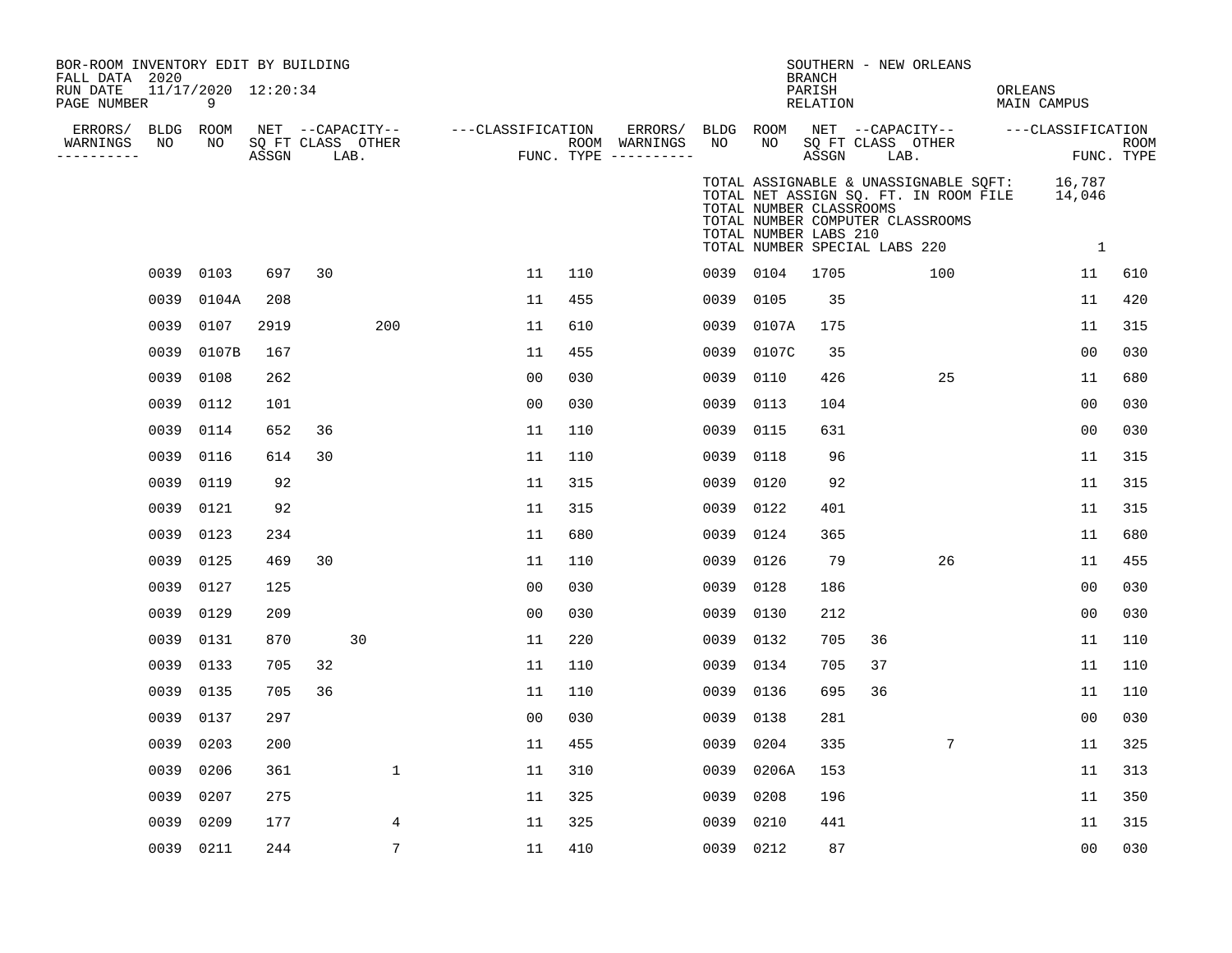BOR-ROOM INVENTORY EDIT BY BUILDING
FALL DATA 2020
RUN DATE 11/17/2020 12:20:34
PAGE NUMBER 9

SOUTHERN - NEW ORLEANS
BRANCH
PARISH ORLEANS
RELATION MAIN CAMPUS

TOTAL ASSIGNABLE & UNASSIGNABLE SQFT: 16,787
TOTAL NET ASSIGN SQ. FT. IN ROOM FILE 14,046
TOTAL NUMBER CLASSROOMS
TOTAL NUMBER COMPUTER CLASSROOMS
TOTAL NUMBER LABS 210
TOTAL NUMBER SPECIAL LABS 220 1

| ERRORS/ WARNINGS | BLDG NO | ROOM NO | NET SQ FT ASSGN | CAPACITY CLASS | CAPACITY LAB. | CAPACITY OTHER | CLASSIFICATION FUNC. | ROOM TYPE | ERRORS/ WARNINGS | BLDG NO | ROOM NO | NET SQ FT ASSGN | CAPACITY CLASS | CAPACITY LAB. | CAPACITY OTHER | CLASSIFICATION FUNC. | ROOM TYPE |
|---|---|---|---|---|---|---|---|---|---|---|---|---|---|---|---|---|---|
| | 0039 | 0103 | 697 | 30 | | | 11 | 110 | | 0039 | 0104 | 1705 | | | 100 | 11 | 610 |
| | 0039 | 0104A | 208 | | | | 11 | 455 | | 0039 | 0105 | 35 | | | | 11 | 420 |
| | 0039 | 0107 | 2919 | | | 200 | 11 | 610 | | 0039 | 0107A | 175 | | | | 11 | 315 |
| | 0039 | 0107B | 167 | | | | 11 | 455 | | 0039 | 0107C | 35 | | | | 00 | 030 |
| | 0039 | 0108 | 262 | | | | 00 | 030 | | 0039 | 0110 | 426 | | | 25 | 11 | 680 |
| | 0039 | 0112 | 101 | | | | 00 | 030 | | 0039 | 0113 | 104 | | | | 00 | 030 |
| | 0039 | 0114 | 652 | 36 | | | 11 | 110 | | 0039 | 0115 | 631 | | | | 00 | 030 |
| | 0039 | 0116 | 614 | 30 | | | 11 | 110 | | 0039 | 0118 | 96 | | | | 11 | 315 |
| | 0039 | 0119 | 92 | | | | 11 | 315 | | 0039 | 0120 | 92 | | | | 11 | 315 |
| | 0039 | 0121 | 92 | | | | 11 | 315 | | 0039 | 0122 | 401 | | | | 11 | 315 |
| | 0039 | 0123 | 234 | | | | 11 | 680 | | 0039 | 0124 | 365 | | | | 11 | 680 |
| | 0039 | 0125 | 469 | 30 | | | 11 | 110 | | 0039 | 0126 | 79 | | | 26 | 11 | 455 |
| | 0039 | 0127 | 125 | | | | 00 | 030 | | 0039 | 0128 | 186 | | | | 00 | 030 |
| | 0039 | 0129 | 209 | | | | 00 | 030 | | 0039 | 0130 | 212 | | | | 00 | 030 |
| | 0039 | 0131 | 870 | | 30 | | 11 | 220 | | 0039 | 0132 | 705 | 36 | | | 11 | 110 |
| | 0039 | 0133 | 705 | 32 | | | 11 | 110 | | 0039 | 0134 | 705 | 37 | | | 11 | 110 |
| | 0039 | 0135 | 705 | 36 | | | 11 | 110 | | 0039 | 0136 | 695 | 36 | | | 11 | 110 |
| | 0039 | 0137 | 297 | | | | 00 | 030 | | 0039 | 0138 | 281 | | | | 00 | 030 |
| | 0039 | 0203 | 200 | | | | 11 | 455 | | 0039 | 0204 | 335 | | | 7 | 11 | 325 |
| | 0039 | 0206 | 361 | | | 1 | 11 | 310 | | 0039 | 0206A | 153 | | | | 11 | 313 |
| | 0039 | 0207 | 275 | | | | 11 | 325 | | 0039 | 0208 | 196 | | | | 11 | 350 |
| | 0039 | 0209 | 177 | | | 4 | 11 | 325 | | 0039 | 0210 | 441 | | | | 11 | 315 |
| | 0039 | 0211 | 244 | | | 7 | 11 | 410 | | 0039 | 0212 | 87 | | | | 00 | 030 |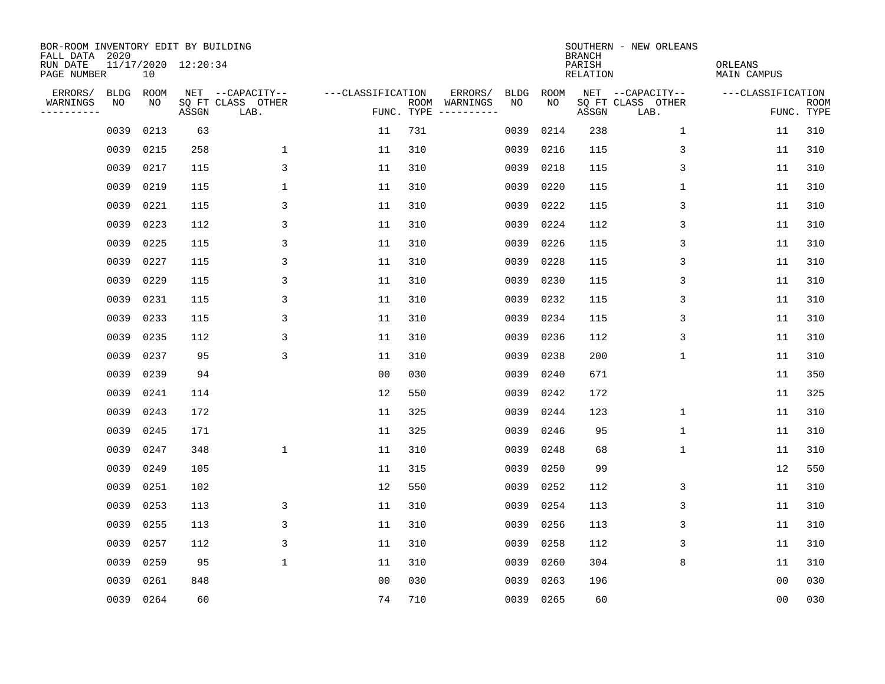BOR-ROOM INVENTORY EDIT BY BUILDING
FALL DATA 2020
RUN DATE 11/17/2020 12:20:34
PAGE NUMBER 10

SOUTHERN - NEW ORLEANS
BRANCH
PARISH ORLEANS
RELATION MAIN CAMPUS

| ERRORS/ WARNINGS | BLDG NO | ROOM NO | NET SQ FT ASSGN | CAPACITY CLASS LAB. | CAPACITY OTHER | CLASSIFICATION FUNC. | ROOM TYPE | ERRORS/ WARNINGS | BLDG NO | ROOM NO | NET SQ FT ASSGN | CAPACITY CLASS LAB. | CAPACITY OTHER | CLASSIFICATION FUNC. | ROOM TYPE |
|---|---|---|---|---|---|---|---|---|---|---|---|---|---|---|---|
| | 0039 | 0213 | 63 | | | 11 | 731 | | 0039 | 0214 | 238 | | 1 | 11 | 310 |
| | 0039 | 0215 | 258 | | 1 | 11 | 310 | | 0039 | 0216 | 115 | | 3 | 11 | 310 |
| | 0039 | 0217 | 115 | | 3 | 11 | 310 | | 0039 | 0218 | 115 | | 3 | 11 | 310 |
| | 0039 | 0219 | 115 | | 1 | 11 | 310 | | 0039 | 0220 | 115 | | 1 | 11 | 310 |
| | 0039 | 0221 | 115 | | 3 | 11 | 310 | | 0039 | 0222 | 115 | | 3 | 11 | 310 |
| | 0039 | 0223 | 112 | | 3 | 11 | 310 | | 0039 | 0224 | 112 | | 3 | 11 | 310 |
| | 0039 | 0225 | 115 | | 3 | 11 | 310 | | 0039 | 0226 | 115 | | 3 | 11 | 310 |
| | 0039 | 0227 | 115 | | 3 | 11 | 310 | | 0039 | 0228 | 115 | | 3 | 11 | 310 |
| | 0039 | 0229 | 115 | | 3 | 11 | 310 | | 0039 | 0230 | 115 | | 3 | 11 | 310 |
| | 0039 | 0231 | 115 | | 3 | 11 | 310 | | 0039 | 0232 | 115 | | 3 | 11 | 310 |
| | 0039 | 0233 | 115 | | 3 | 11 | 310 | | 0039 | 0234 | 115 | | 3 | 11 | 310 |
| | 0039 | 0235 | 112 | | 3 | 11 | 310 | | 0039 | 0236 | 112 | | 3 | 11 | 310 |
| | 0039 | 0237 | 95 | | 3 | 11 | 310 | | 0039 | 0238 | 200 | | 1 | 11 | 310 |
| | 0039 | 0239 | 94 | | | 00 | 030 | | 0039 | 0240 | 671 | | | 11 | 350 |
| | 0039 | 0241 | 114 | | | 12 | 550 | | 0039 | 0242 | 172 | | | 11 | 325 |
| | 0039 | 0243 | 172 | | | 11 | 325 | | 0039 | 0244 | 123 | | 1 | 11 | 310 |
| | 0039 | 0245 | 171 | | | 11 | 325 | | 0039 | 0246 | 95 | | 1 | 11 | 310 |
| | 0039 | 0247 | 348 | | 1 | 11 | 310 | | 0039 | 0248 | 68 | | 1 | 11 | 310 |
| | 0039 | 0249 | 105 | | | 11 | 315 | | 0039 | 0250 | 99 | | | 12 | 550 |
| | 0039 | 0251 | 102 | | | 12 | 550 | | 0039 | 0252 | 112 | | 3 | 11 | 310 |
| | 0039 | 0253 | 113 | | 3 | 11 | 310 | | 0039 | 0254 | 113 | | 3 | 11 | 310 |
| | 0039 | 0255 | 113 | | 3 | 11 | 310 | | 0039 | 0256 | 113 | | 3 | 11 | 310 |
| | 0039 | 0257 | 112 | | 3 | 11 | 310 | | 0039 | 0258 | 112 | | 3 | 11 | 310 |
| | 0039 | 0259 | 95 | | 1 | 11 | 310 | | 0039 | 0260 | 304 | | 8 | 11 | 310 |
| | 0039 | 0261 | 848 | | | 00 | 030 | | 0039 | 0263 | 196 | | | 00 | 030 |
| | 0039 | 0264 | 60 | | | 74 | 710 | | 0039 | 0265 | 60 | | | 00 | 030 |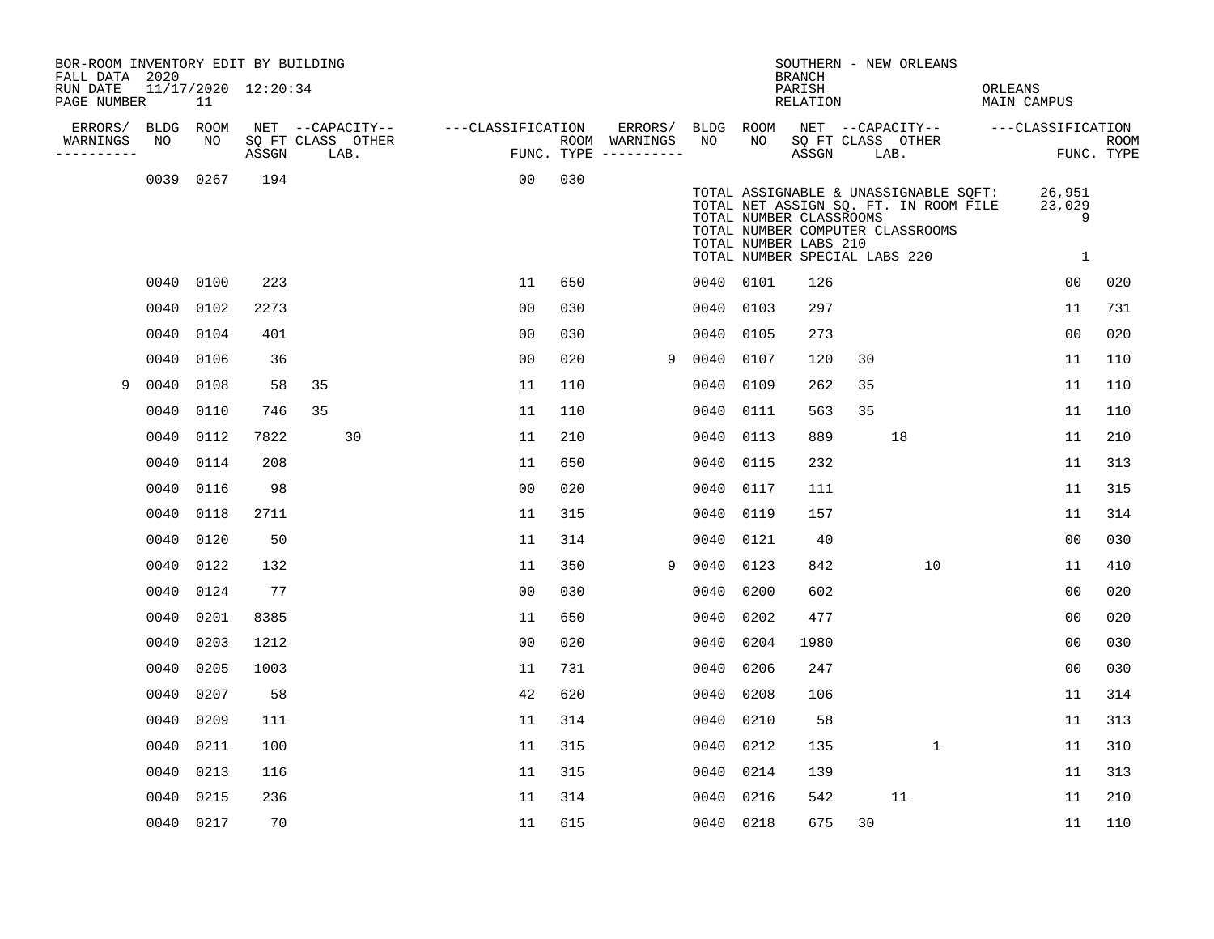BOR-ROOM INVENTORY EDIT BY BUILDING
FALL DATA 2020
RUN DATE 11/17/2020 12:20:34
PAGE NUMBER 11

SOUTHERN - NEW ORLEANS
BRANCH
PARISH ORLEANS
RELATION MAIN CAMPUS

| ERRORS/ WARNINGS | BLDG NO | ROOM NO | NET SQ FT ASSGN | CAPACITY CLASS | CAPACITY LAB. | CAPACITY OTHER | CLASSIFICATION FUNC. | ROOM TYPE | ERRORS/ WARNINGS | BLDG NO | ROOM NO | NET SQ FT ASSGN | CAPACITY CLASS | CAPACITY LAB. | CAPACITY OTHER | CLASSIFICATION FUNC. | ROOM TYPE |
|---|---|---|---|---|---|---|---|---|---|---|---|---|---|---|---|---|---|
| | 0039 | 0267 | 194 | | | | 00 | 030 | | | | | | | | | |
| | 0040 | 0100 | 223 | | | | 11 | 650 | | 0040 | 0101 | 126 | | | | 00 | 020 |
| | 0040 | 0102 | 2273 | | | | 00 | 030 | | 0040 | 0103 | 297 | | | | 11 | 731 |
| | 0040 | 0104 | 401 | | | | 00 | 030 | | 0040 | 0105 | 273 | | | | 00 | 020 |
| | 0040 | 0106 | 36 | | | | 00 | 020 | 9 | 0040 | 0107 | 120 | 30 | | | 11 | 110 |
| 9 | 0040 | 0108 | 58 | 35 | | | 11 | 110 | | 0040 | 0109 | 262 | 35 | | | 11 | 110 |
| | 0040 | 0110 | 746 | 35 | | | 11 | 110 | | 0040 | 0111 | 563 | 35 | | | 11 | 110 |
| | 0040 | 0112 | 7822 | | 30 | | 11 | 210 | | 0040 | 0113 | 889 | | 18 | | 11 | 210 |
| | 0040 | 0114 | 208 | | | | 11 | 650 | | 0040 | 0115 | 232 | | | | 11 | 313 |
| | 0040 | 0116 | 98 | | | | 00 | 020 | | 0040 | 0117 | 111 | | | | 11 | 315 |
| | 0040 | 0118 | 2711 | | | | 11 | 315 | | 0040 | 0119 | 157 | | | | 11 | 314 |
| | 0040 | 0120 | 50 | | | | 11 | 314 | | 0040 | 0121 | 40 | | | | 00 | 030 |
| | 0040 | 0122 | 132 | | | | 11 | 350 | 9 | 0040 | 0123 | 842 | | | 10 | 11 | 410 |
| | 0040 | 0124 | 77 | | | | 00 | 030 | | 0040 | 0200 | 602 | | | | 00 | 020 |
| | 0040 | 0201 | 8385 | | | | 11 | 650 | | 0040 | 0202 | 477 | | | | 00 | 020 |
| | 0040 | 0203 | 1212 | | | | 00 | 020 | | 0040 | 0204 | 1980 | | | | 00 | 030 |
| | 0040 | 0205 | 1003 | | | | 11 | 731 | | 0040 | 0206 | 247 | | | | 00 | 030 |
| | 0040 | 0207 | 58 | | | | 42 | 620 | | 0040 | 0208 | 106 | | | | 11 | 314 |
| | 0040 | 0209 | 111 | | | | 11 | 314 | | 0040 | 0210 | 58 | | | | 11 | 313 |
| | 0040 | 0211 | 100 | | | | 11 | 315 | | 0040 | 0212 | 135 | | | 1 | 11 | 310 |
| | 0040 | 0213 | 116 | | | | 11 | 315 | | 0040 | 0214 | 139 | | | | 11 | 313 |
| | 0040 | 0215 | 236 | | | | 11 | 314 | | 0040 | 0216 | 542 | | 11 | | 11 | 210 |
| | 0040 | 0217 | 70 | | | | 11 | 615 | | 0040 | 0218 | 675 | 30 | | | 11 | 110 |

TOTAL ASSIGNABLE & UNASSIGNABLE SQFT: 26,951
TOTAL NET ASSIGN SQ. FT. IN ROOM FILE 23,029
TOTAL NUMBER CLASSROOMS 9
TOTAL NUMBER COMPUTER CLASSROOMS
TOTAL NUMBER LABS 210
TOTAL NUMBER SPECIAL LABS 220 1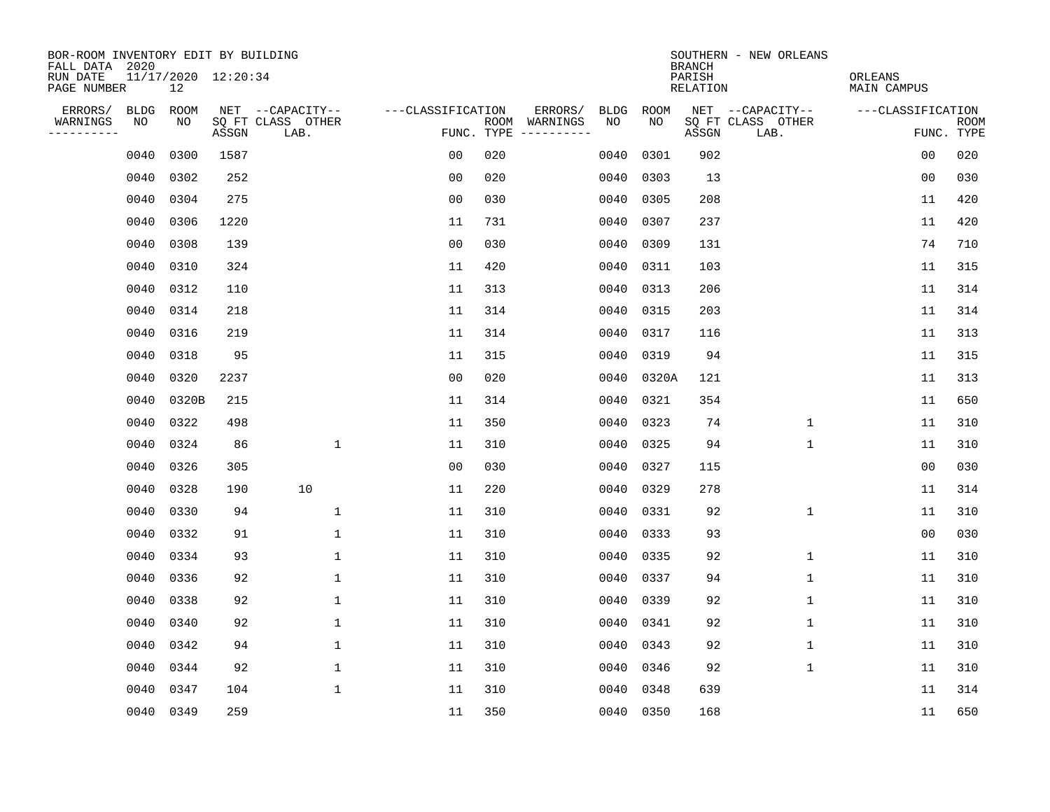BOR-ROOM INVENTORY EDIT BY BUILDING
FALL DATA 2020
RUN DATE 11/17/2020 12:20:34
PAGE NUMBER 12

SOUTHERN - NEW ORLEANS
BRANCH
PARISH ORLEANS
RELATION MAIN CAMPUS

| ERRORS/ WARNINGS | BLDG NO | ROOM NO | NET SQ FT ASSGN | CAPACITY CLASS LAB. | CAPACITY OTHER | CLASSIFICATION FUNC. | ROOM TYPE | ERRORS/ WARNINGS | BLDG NO | ROOM NO | NET SQ FT ASSGN | CAPACITY CLASS LAB. | CAPACITY OTHER | CLASSIFICATION FUNC. | ROOM TYPE |
|---|---|---|---|---|---|---|---|---|---|---|---|---|---|---|---|
| | 0040 | 0300 | 1587 | | | 00 | 020 | | 0040 | 0301 | 902 | | | 00 | 020 |
| | 0040 | 0302 | 252 | | | 00 | 020 | | 0040 | 0303 | 13 | | | 00 | 030 |
| | 0040 | 0304 | 275 | | | 00 | 030 | | 0040 | 0305 | 208 | | | 11 | 420 |
| | 0040 | 0306 | 1220 | | | 11 | 731 | | 0040 | 0307 | 237 | | | 11 | 420 |
| | 0040 | 0308 | 139 | | | 00 | 030 | | 0040 | 0309 | 131 | | | 74 | 710 |
| | 0040 | 0310 | 324 | | | 11 | 420 | | 0040 | 0311 | 103 | | | 11 | 315 |
| | 0040 | 0312 | 110 | | | 11 | 313 | | 0040 | 0313 | 206 | | | 11 | 314 |
| | 0040 | 0314 | 218 | | | 11 | 314 | | 0040 | 0315 | 203 | | | 11 | 314 |
| | 0040 | 0316 | 219 | | | 11 | 314 | | 0040 | 0317 | 116 | | | 11 | 313 |
| | 0040 | 0318 | 95 | | | 11 | 315 | | 0040 | 0319 | 94 | | | 11 | 315 |
| | 0040 | 0320 | 2237 | | | 00 | 020 | | 0040 | 0320A | 121 | | | 11 | 313 |
| | 0040 | 0320B | 215 | | | 11 | 314 | | 0040 | 0321 | 354 | | | 11 | 650 |
| | 0040 | 0322 | 498 | | | 11 | 350 | | 0040 | 0323 | 74 | | 1 | 11 | 310 |
| | 0040 | 0324 | 86 | | 1 | 11 | 310 | | 0040 | 0325 | 94 | | 1 | 11 | 310 |
| | 0040 | 0326 | 305 | | | 00 | 030 | | 0040 | 0327 | 115 | | | 00 | 030 |
| | 0040 | 0328 | 190 | 10 | | 11 | 220 | | 0040 | 0329 | 278 | | | 11 | 314 |
| | 0040 | 0330 | 94 | | 1 | 11 | 310 | | 0040 | 0331 | 92 | | 1 | 11 | 310 |
| | 0040 | 0332 | 91 | | 1 | 11 | 310 | | 0040 | 0333 | 93 | | | 00 | 030 |
| | 0040 | 0334 | 93 | | 1 | 11 | 310 | | 0040 | 0335 | 92 | | 1 | 11 | 310 |
| | 0040 | 0336 | 92 | | 1 | 11 | 310 | | 0040 | 0337 | 94 | | 1 | 11 | 310 |
| | 0040 | 0338 | 92 | | 1 | 11 | 310 | | 0040 | 0339 | 92 | | 1 | 11 | 310 |
| | 0040 | 0340 | 92 | | 1 | 11 | 310 | | 0040 | 0341 | 92 | | 1 | 11 | 310 |
| | 0040 | 0342 | 94 | | 1 | 11 | 310 | | 0040 | 0343 | 92 | | 1 | 11 | 310 |
| | 0040 | 0344 | 92 | | 1 | 11 | 310 | | 0040 | 0346 | 92 | | 1 | 11 | 310 |
| | 0040 | 0347 | 104 | | 1 | 11 | 310 | | 0040 | 0348 | 639 | | | 11 | 314 |
| | 0040 | 0349 | 259 | | | 11 | 350 | | 0040 | 0350 | 168 | | | 11 | 650 |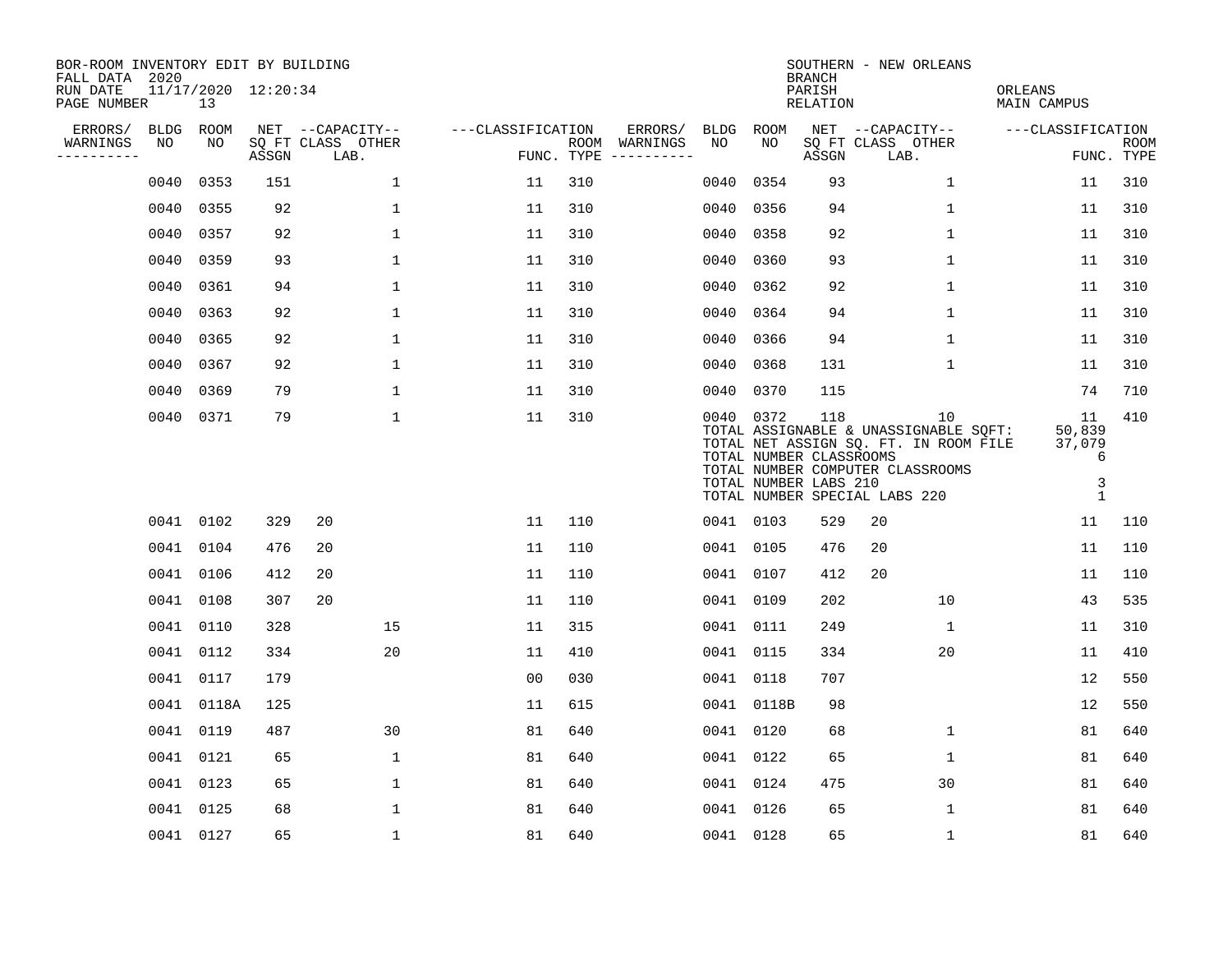BOR-ROOM INVENTORY EDIT BY BUILDING
FALL DATA 2020
RUN DATE 11/17/2020 12:20:34
PAGE NUMBER 13

SOUTHERN - NEW ORLEANS
BRANCH
PARISH ORLEANS
RELATION MAIN CAMPUS

| ERRORS/ WARNINGS | BLDG NO | ROOM NO | NET SQ FT ASSGN | CAPACITY CLASS | CAPACITY LAB. | CAPACITY OTHER | CLASSIFICATION FUNC. | ROOM TYPE | ERRORS/ WARNINGS | BLDG NO | ROOM NO | NET SQ FT ASSGN | CAPACITY CLASS | CAPACITY LAB. | CAPACITY OTHER | CLASSIFICATION FUNC. | ROOM TYPE |
|---|---|---|---|---|---|---|---|---|---|---|---|---|---|---|---|---|---|
| | 0040 | 0353 | 151 | | | 1 | 11 | 310 | | 0040 | 0354 | 93 | | | 1 | 11 | 310 |
| | 0040 | 0355 | 92 | | | 1 | 11 | 310 | | 0040 | 0356 | 94 | | | 1 | 11 | 310 |
| | 0040 | 0357 | 92 | | | 1 | 11 | 310 | | 0040 | 0358 | 92 | | | 1 | 11 | 310 |
| | 0040 | 0359 | 93 | | | 1 | 11 | 310 | | 0040 | 0360 | 93 | | | 1 | 11 | 310 |
| | 0040 | 0361 | 94 | | | 1 | 11 | 310 | | 0040 | 0362 | 92 | | | 1 | 11 | 310 |
| | 0040 | 0363 | 92 | | | 1 | 11 | 310 | | 0040 | 0364 | 94 | | | 1 | 11 | 310 |
| | 0040 | 0365 | 92 | | | 1 | 11 | 310 | | 0040 | 0366 | 94 | | | 1 | 11 | 310 |
| | 0040 | 0367 | 92 | | | 1 | 11 | 310 | | 0040 | 0368 | 131 | | | 1 | 11 | 310 |
| | 0040 | 0369 | 79 | | | 1 | 11 | 310 | | 0040 | 0370 | 115 | | | | 74 | 710 |
| | 0040 | 0371 | 79 | | | 1 | 11 | 310 | | 0040 | 0372 | 118 | | 10 | | 11 | 410 |

TOTAL ASSIGNABLE & UNASSIGNABLE SQFT: 50,839
TOTAL NET ASSIGN SQ. FT. IN ROOM FILE 37,079
TOTAL NUMBER CLASSROOMS 6
TOTAL NUMBER COMPUTER CLASSROOMS
TOTAL NUMBER LABS 210 3
TOTAL NUMBER SPECIAL LABS 220 1

| ERRORS/ WARNINGS | BLDG NO | ROOM NO | NET SQ FT ASSGN | CAPACITY CLASS | CAPACITY LAB. | CAPACITY OTHER | CLASSIFICATION FUNC. | ROOM TYPE | ERRORS/ WARNINGS | BLDG NO | ROOM NO | NET SQ FT ASSGN | CAPACITY CLASS | CAPACITY LAB. | CAPACITY OTHER | CLASSIFICATION FUNC. | ROOM TYPE |
|---|---|---|---|---|---|---|---|---|---|---|---|---|---|---|---|---|---|
| | 0041 | 0102 | 329 | 20 | | | 11 | 110 | | 0041 | 0103 | 529 | 20 | | | 11 | 110 |
| | 0041 | 0104 | 476 | 20 | | | 11 | 110 | | 0041 | 0105 | 476 | 20 | | | 11 | 110 |
| | 0041 | 0106 | 412 | 20 | | | 11 | 110 | | 0041 | 0107 | 412 | 20 | | | 11 | 110 |
| | 0041 | 0108 | 307 | 20 | | | 11 | 110 | | 0041 | 0109 | 202 | | 10 | | 43 | 535 |
| | 0041 | 0110 | 328 | | 15 | | 11 | 315 | | 0041 | 0111 | 249 | | | 1 | 11 | 310 |
| | 0041 | 0112 | 334 | | 20 | | 11 | 410 | | 0041 | 0115 | 334 | | 20 | | 11 | 410 |
| | 0041 | 0117 | 179 | | | | 00 | 030 | | 0041 | 0118 | 707 | | | | 12 | 550 |
| | 0041 | 0118A | 125 | | | | 11 | 615 | | 0041 | 0118B | 98 | | | | 12 | 550 |
| | 0041 | 0119 | 487 | | | 30 | 81 | 640 | | 0041 | 0120 | 68 | | | 1 | 81 | 640 |
| | 0041 | 0121 | 65 | | | 1 | 81 | 640 | | 0041 | 0122 | 65 | | | 1 | 81 | 640 |
| | 0041 | 0123 | 65 | | | 1 | 81 | 640 | | 0041 | 0124 | 475 | | | 30 | 81 | 640 |
| | 0041 | 0125 | 68 | | | 1 | 81 | 640 | | 0041 | 0126 | 65 | | | 1 | 81 | 640 |
| | 0041 | 0127 | 65 | | | 1 | 81 | 640 | | 0041 | 0128 | 65 | | | 1 | 81 | 640 |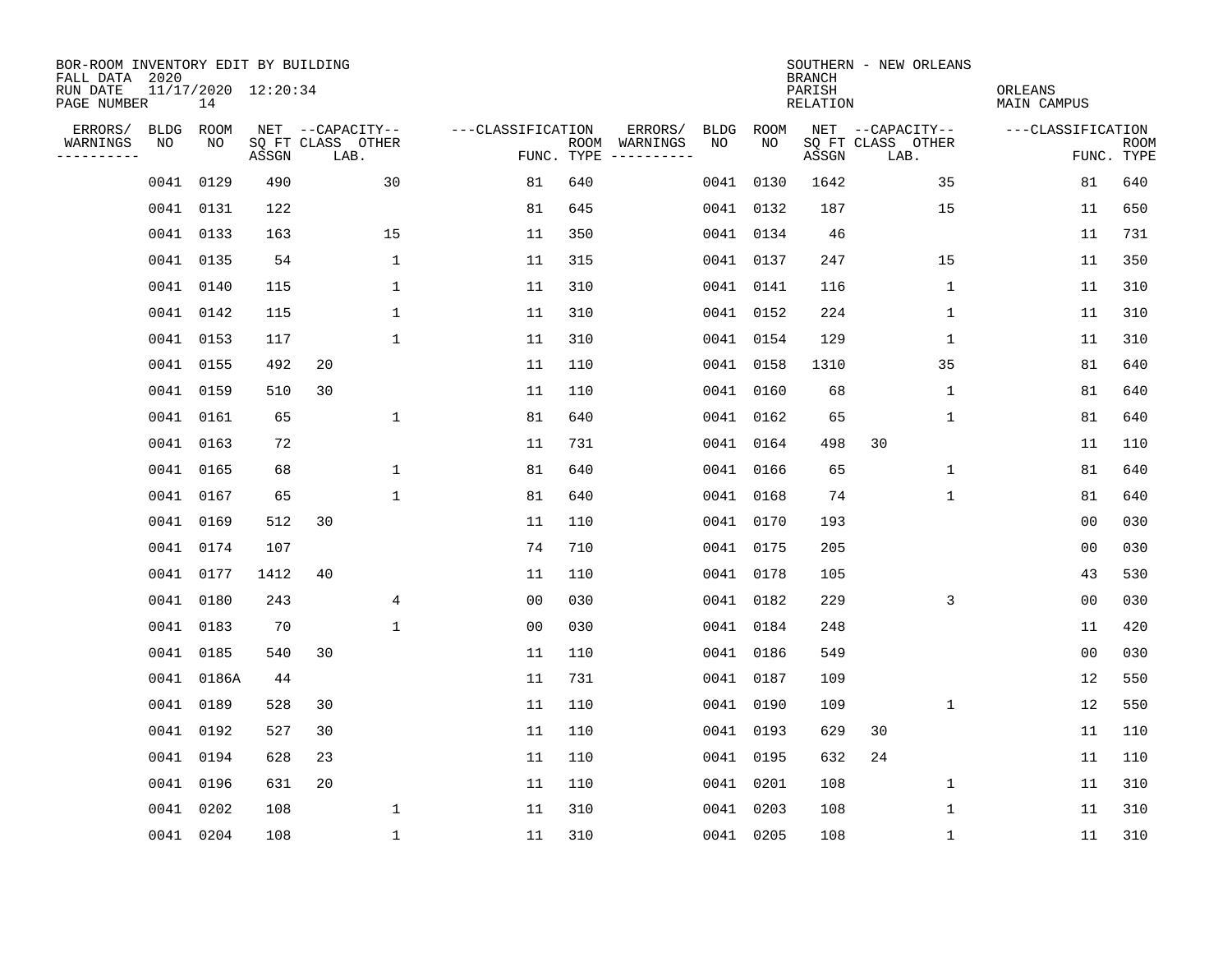BOR-ROOM INVENTORY EDIT BY BUILDING
FALL DATA 2020
RUN DATE 11/17/2020 12:20:34
PAGE NUMBER 14

SOUTHERN - NEW ORLEANS
BRANCH
PARISH ORLEANS
RELATION MAIN CAMPUS

| ERRORS/ WARNINGS | BLDG NO | ROOM NO | NET SQ FT ASSGN | CAPACITY CLASS LAB. | CAPACITY OTHER | CLASSIFICATION FUNC. | ROOM TYPE | ERRORS/ WARNINGS | BLDG NO | ROOM NO | NET SQ FT ASSGN | CAPACITY CLASS LAB. | CAPACITY OTHER | CLASSIFICATION FUNC. | ROOM TYPE |
|---|---|---|---|---|---|---|---|---|---|---|---|---|---|---|---|
| | 0041 | 0129 | 490 | | 30 | 81 | 640 | | 0041 | 0130 | 1642 | | 35 | 81 | 640 |
| | 0041 | 0131 | 122 | | | 81 | 645 | | 0041 | 0132 | 187 | | 15 | 11 | 650 |
| | 0041 | 0133 | 163 | | 15 | 11 | 350 | | 0041 | 0134 | 46 | | | 11 | 731 |
| | 0041 | 0135 | 54 | | 1 | 11 | 315 | | 0041 | 0137 | 247 | | 15 | 11 | 350 |
| | 0041 | 0140 | 115 | | 1 | 11 | 310 | | 0041 | 0141 | 116 | | 1 | 11 | 310 |
| | 0041 | 0142 | 115 | | 1 | 11 | 310 | | 0041 | 0152 | 224 | | 1 | 11 | 310 |
| | 0041 | 0153 | 117 | | 1 | 11 | 310 | | 0041 | 0154 | 129 | | 1 | 11 | 310 |
| | 0041 | 0155 | 492 | 20 | | 11 | 110 | | 0041 | 0158 | 1310 | | 35 | 81 | 640 |
| | 0041 | 0159 | 510 | 30 | | 11 | 110 | | 0041 | 0160 | 68 | | 1 | 81 | 640 |
| | 0041 | 0161 | 65 | | 1 | 81 | 640 | | 0041 | 0162 | 65 | | 1 | 81 | 640 |
| | 0041 | 0163 | 72 | | | 11 | 731 | | 0041 | 0164 | 498 | 30 | | 11 | 110 |
| | 0041 | 0165 | 68 | | 1 | 81 | 640 | | 0041 | 0166 | 65 | | 1 | 81 | 640 |
| | 0041 | 0167 | 65 | | 1 | 81 | 640 | | 0041 | 0168 | 74 | | 1 | 81 | 640 |
| | 0041 | 0169 | 512 | 30 | | 11 | 110 | | 0041 | 0170 | 193 | | | 00 | 030 |
| | 0041 | 0174 | 107 | | | 74 | 710 | | 0041 | 0175 | 205 | | | 00 | 030 |
| | 0041 | 0177 | 1412 | 40 | | 11 | 110 | | 0041 | 0178 | 105 | | | 43 | 530 |
| | 0041 | 0180 | 243 | | 4 | 00 | 030 | | 0041 | 0182 | 229 | | 3 | 00 | 030 |
| | 0041 | 0183 | 70 | | 1 | 00 | 030 | | 0041 | 0184 | 248 | | | 11 | 420 |
| | 0041 | 0185 | 540 | 30 | | 11 | 110 | | 0041 | 0186 | 549 | | | 00 | 030 |
| | 0041 | 0186A | 44 | | | 11 | 731 | | 0041 | 0187 | 109 | | | 12 | 550 |
| | 0041 | 0189 | 528 | 30 | | 11 | 110 | | 0041 | 0190 | 109 | | 1 | 12 | 550 |
| | 0041 | 0192 | 527 | 30 | | 11 | 110 | | 0041 | 0193 | 629 | 30 | | 11 | 110 |
| | 0041 | 0194 | 628 | 23 | | 11 | 110 | | 0041 | 0195 | 632 | 24 | | 11 | 110 |
| | 0041 | 0196 | 631 | 20 | | 11 | 110 | | 0041 | 0201 | 108 | | 1 | 11 | 310 |
| | 0041 | 0202 | 108 | | 1 | 11 | 310 | | 0041 | 0203 | 108 | | 1 | 11 | 310 |
| | 0041 | 0204 | 108 | | 1 | 11 | 310 | | 0041 | 0205 | 108 | | 1 | 11 | 310 |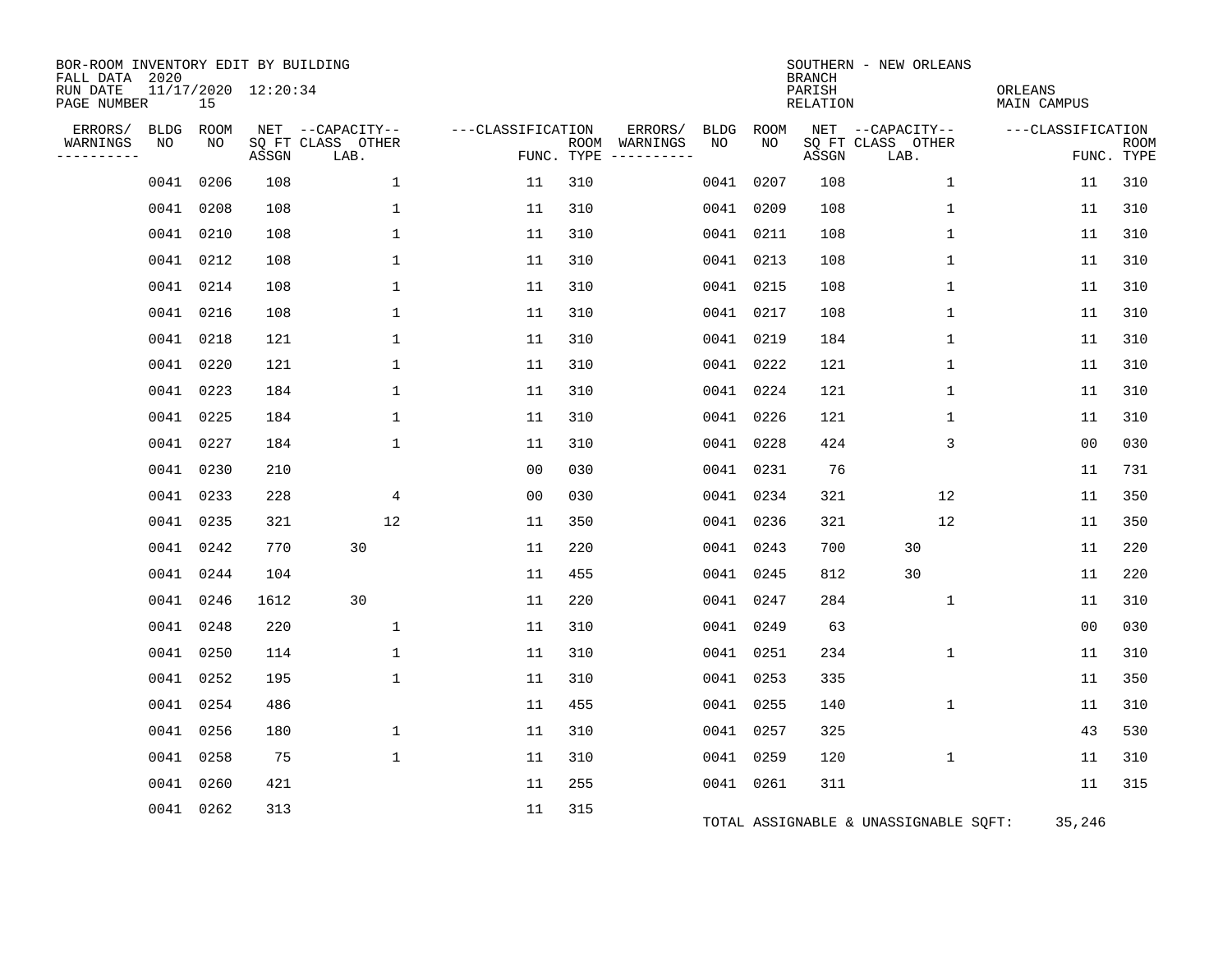BOR-ROOM INVENTORY EDIT BY BUILDING
FALL DATA 2020
RUN DATE 11/17/2020 12:20:34
PAGE NUMBER 15

SOUTHERN - NEW ORLEANS
BRANCH
PARISH ORLEANS
RELATION MAIN CAMPUS

| ERRORS/ WARNINGS | BLDG NO | ROOM NO | NET ASSGN SQ FT | CAPACITY CLASS LAB. | CAPACITY OTHER | CLASSIFICATION FUNC. | ROOM TYPE | ERRORS/ WARNINGS | BLDG NO | ROOM NO | NET ASSGN SQ FT | CAPACITY CLASS LAB. | CAPACITY OTHER | CLASSIFICATION FUNC. | ROOM TYPE |
|---|---|---|---|---|---|---|---|---|---|---|---|---|---|---|---|
| | 0041 | 0206 | 108 | | 1 | 11 | 310 | | 0041 | 0207 | 108 | | 1 | 11 | 310 |
| | 0041 | 0208 | 108 | | 1 | 11 | 310 | | 0041 | 0209 | 108 | | 1 | 11 | 310 |
| | 0041 | 0210 | 108 | | 1 | 11 | 310 | | 0041 | 0211 | 108 | | 1 | 11 | 310 |
| | 0041 | 0212 | 108 | | 1 | 11 | 310 | | 0041 | 0213 | 108 | | 1 | 11 | 310 |
| | 0041 | 0214 | 108 | | 1 | 11 | 310 | | 0041 | 0215 | 108 | | 1 | 11 | 310 |
| | 0041 | 0216 | 108 | | 1 | 11 | 310 | | 0041 | 0217 | 108 | | 1 | 11 | 310 |
| | 0041 | 0218 | 121 | | 1 | 11 | 310 | | 0041 | 0219 | 184 | | 1 | 11 | 310 |
| | 0041 | 0220 | 121 | | 1 | 11 | 310 | | 0041 | 0222 | 121 | | 1 | 11 | 310 |
| | 0041 | 0223 | 184 | | 1 | 11 | 310 | | 0041 | 0224 | 121 | | 1 | 11 | 310 |
| | 0041 | 0225 | 184 | | 1 | 11 | 310 | | 0041 | 0226 | 121 | | 1 | 11 | 310 |
| | 0041 | 0227 | 184 | | 1 | 11 | 310 | | 0041 | 0228 | 424 | | 3 | 00 | 030 |
| | 0041 | 0230 | 210 | | | 00 | 030 | | 0041 | 0231 | 76 | | | 11 | 731 |
| | 0041 | 0233 | 228 | | 4 | 00 | 030 | | 0041 | 0234 | 321 | | 12 | 11 | 350 |
| | 0041 | 0235 | 321 | | 12 | 11 | 350 | | 0041 | 0236 | 321 | | 12 | 11 | 350 |
| | 0041 | 0242 | 770 | 30 | | 11 | 220 | | 0041 | 0243 | 700 | 30 | | 11 | 220 |
| | 0041 | 0244 | 104 | | | 11 | 455 | | 0041 | 0245 | 812 | 30 | | 11 | 220 |
| | 0041 | 0246 | 1612 | 30 | | 11 | 220 | | 0041 | 0247 | 284 | | 1 | 11 | 310 |
| | 0041 | 0248 | 220 | | 1 | 11 | 310 | | 0041 | 0249 | 63 | | | 00 | 030 |
| | 0041 | 0250 | 114 | | 1 | 11 | 310 | | 0041 | 0251 | 234 | | 1 | 11 | 310 |
| | 0041 | 0252 | 195 | | 1 | 11 | 310 | | 0041 | 0253 | 335 | | | 11 | 350 |
| | 0041 | 0254 | 486 | | | 11 | 455 | | 0041 | 0255 | 140 | | 1 | 11 | 310 |
| | 0041 | 0256 | 180 | | 1 | 11 | 310 | | 0041 | 0257 | 325 | | | 43 | 530 |
| | 0041 | 0258 | 75 | | 1 | 11 | 310 | | 0041 | 0259 | 120 | | 1 | 11 | 310 |
| | 0041 | 0260 | 421 | | | 11 | 255 | | 0041 | 0261 | 311 | | | 11 | 315 |
| | 0041 | 0262 | 313 | | | 11 | 315 | | | | | | | | |

TOTAL ASSIGNABLE & UNASSIGNABLE SQFT: 35,246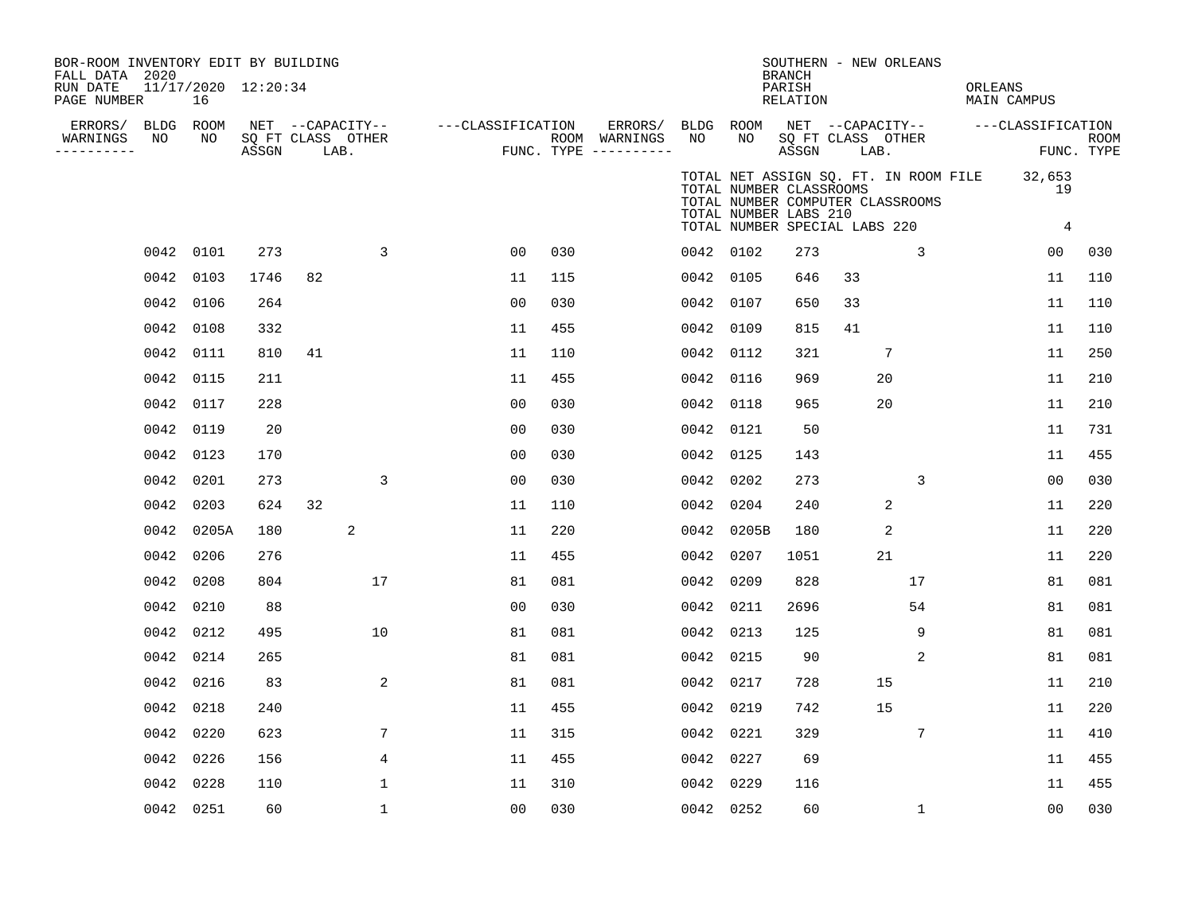BOR-ROOM INVENTORY EDIT BY BUILDING
FALL DATA 2020
RUN DATE 11/17/2020 12:20:34
PAGE NUMBER 16

SOUTHERN - NEW ORLEANS
BRANCH
PARISH ORLEANS
RELATION MAIN CAMPUS

TOTAL NET ASSIGN SQ. FT. IN ROOM FILE 32,653
TOTAL NUMBER CLASSROOMS 19
TOTAL NUMBER COMPUTER CLASSROOMS
TOTAL NUMBER LABS 210
TOTAL NUMBER SPECIAL LABS 220 4

| ERRORS/ WARNINGS | BLDG NO | ROOM NO | NET SQ FT ASSGN | CAPACITY CLASS | CAPACITY LAB. | CAPACITY OTHER | CLASSIFICATION FUNC. | ROOM TYPE | ERRORS/ WARNINGS | BLDG NO | ROOM NO | NET SQ FT ASSGN | CAPACITY CLASS | CAPACITY LAB. | CAPACITY OTHER | CLASSIFICATION FUNC. | ROOM TYPE |
|---|---|---|---|---|---|---|---|---|---|---|---|---|---|---|---|---|---|
| | 0042 | 0101 | 273 | | | 3 | 00 | 030 | | 0042 | 0102 | 273 | | | 3 | 00 | 030 |
| | 0042 | 0103 | 1746 | 82 | | | 11 | 115 | | 0042 | 0105 | 646 | 33 | | | 11 | 110 |
| | 0042 | 0106 | 264 | | | | 00 | 030 | | 0042 | 0107 | 650 | 33 | | | 11 | 110 |
| | 0042 | 0108 | 332 | | | | 11 | 455 | | 0042 | 0109 | 815 | 41 | | | 11 | 110 |
| | 0042 | 0111 | 810 | 41 | | | 11 | 110 | | 0042 | 0112 | 321 | | 7 | | 11 | 250 |
| | 0042 | 0115 | 211 | | | | 11 | 455 | | 0042 | 0116 | 969 | | 20 | | 11 | 210 |
| | 0042 | 0117 | 228 | | | | 00 | 030 | | 0042 | 0118 | 965 | | 20 | | 11 | 210 |
| | 0042 | 0119 | 20 | | | | 00 | 030 | | 0042 | 0121 | 50 | | | | 11 | 731 |
| | 0042 | 0123 | 170 | | | | 00 | 030 | | 0042 | 0125 | 143 | | | | 11 | 455 |
| | 0042 | 0201 | 273 | | | 3 | 00 | 030 | | 0042 | 0202 | 273 | | | 3 | 00 | 030 |
| | 0042 | 0203 | 624 | 32 | | | 11 | 110 | | 0042 | 0204 | 240 | | 2 | | 11 | 220 |
| | 0042 | 0205A | 180 | | 2 | | 11 | 220 | | 0042 | 0205B | 180 | | 2 | | 11 | 220 |
| | 0042 | 0206 | 276 | | | | 11 | 455 | | 0042 | 0207 | 1051 | | 21 | | 11 | 220 |
| | 0042 | 0208 | 804 | | | 17 | 81 | 081 | | 0042 | 0209 | 828 | | | 17 | 81 | 081 |
| | 0042 | 0210 | 88 | | | | 00 | 030 | | 0042 | 0211 | 2696 | | | 54 | 81 | 081 |
| | 0042 | 0212 | 495 | | | 10 | 81 | 081 | | 0042 | 0213 | 125 | | | 9 | 81 | 081 |
| | 0042 | 0214 | 265 | | | | 81 | 081 | | 0042 | 0215 | 90 | | | 2 | 81 | 081 |
| | 0042 | 0216 | 83 | | | 2 | 81 | 081 | | 0042 | 0217 | 728 | | 15 | | 11 | 210 |
| | 0042 | 0218 | 240 | | | | 11 | 455 | | 0042 | 0219 | 742 | | 15 | | 11 | 220 |
| | 0042 | 0220 | 623 | | | 7 | 11 | 315 | | 0042 | 0221 | 329 | | | 7 | 11 | 410 |
| | 0042 | 0226 | 156 | | | 4 | 11 | 455 | | 0042 | 0227 | 69 | | | | 11 | 455 |
| | 0042 | 0228 | 110 | | | 1 | 11 | 310 | | 0042 | 0229 | 116 | | | | 11 | 455 |
| | 0042 | 0251 | 60 | | | 1 | 00 | 030 | | 0042 | 0252 | 60 | | | 1 | 00 | 030 |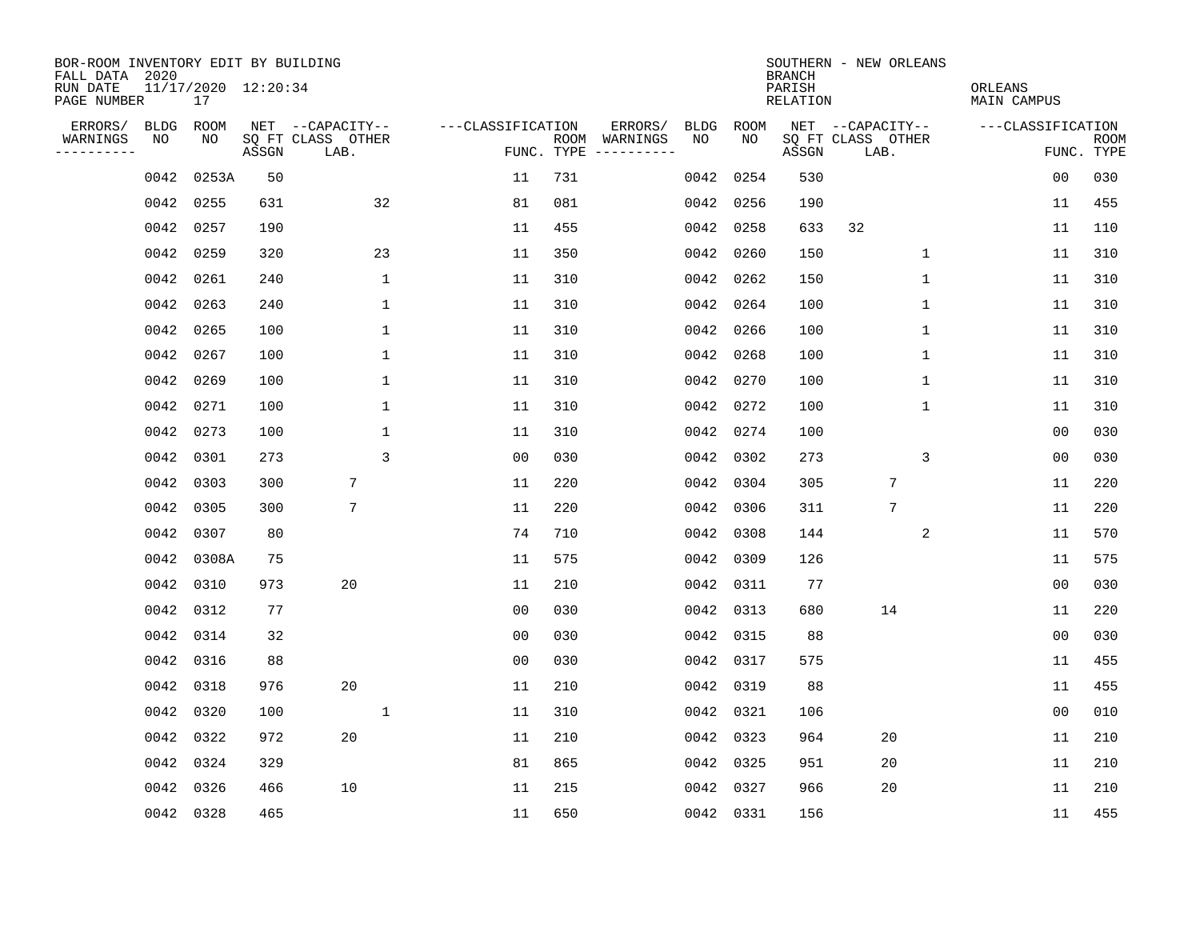BOR-ROOM INVENTORY EDIT BY BUILDING
FALL DATA 2020
RUN DATE 11/17/2020 12:20:34
PAGE NUMBER 17

SOUTHERN - NEW ORLEANS
BRANCH
PARISH ORLEANS
RELATION MAIN CAMPUS

| ERRORS/ WARNINGS | BLDG NO | ROOM NO | NET SQ FT ASSGN | CAPACITY CLASS LAB. | CAPACITY OTHER | CLASSIFICATION FUNC. | ROOM TYPE | ERRORS/ WARNINGS | BLDG NO | ROOM NO | NET SQ FT ASSGN | CAPACITY CLASS LAB. | CAPACITY OTHER | CLASSIFICATION FUNC. | ROOM TYPE |
|---|---|---|---|---|---|---|---|---|---|---|---|---|---|---|---|
| | 0042 | 0253A | 50 | | | 11 | 731 | | 0042 | 0254 | 530 | | | 00 | 030 |
| | 0042 | 0255 | 631 | | 32 | 81 | 081 | | 0042 | 0256 | 190 | | | 11 | 455 |
| | 0042 | 0257 | 190 | | | 11 | 455 | | 0042 | 0258 | 633 | 32 | | 11 | 110 |
| | 0042 | 0259 | 320 | | 23 | 11 | 350 | | 0042 | 0260 | 150 | | 1 | 11 | 310 |
| | 0042 | 0261 | 240 | | 1 | 11 | 310 | | 0042 | 0262 | 150 | | 1 | 11 | 310 |
| | 0042 | 0263 | 240 | | 1 | 11 | 310 | | 0042 | 0264 | 100 | | 1 | 11 | 310 |
| | 0042 | 0265 | 100 | | 1 | 11 | 310 | | 0042 | 0266 | 100 | | 1 | 11 | 310 |
| | 0042 | 0267 | 100 | | 1 | 11 | 310 | | 0042 | 0268 | 100 | | 1 | 11 | 310 |
| | 0042 | 0269 | 100 | | 1 | 11 | 310 | | 0042 | 0270 | 100 | | 1 | 11 | 310 |
| | 0042 | 0271 | 100 | | 1 | 11 | 310 | | 0042 | 0272 | 100 | | 1 | 11 | 310 |
| | 0042 | 0273 | 100 | | 1 | 11 | 310 | | 0042 | 0274 | 100 | | | 00 | 030 |
| | 0042 | 0301 | 273 | | 3 | 00 | 030 | | 0042 | 0302 | 273 | | 3 | 00 | 030 |
| | 0042 | 0303 | 300 | 7 | | 11 | 220 | | 0042 | 0304 | 305 | 7 | | 11 | 220 |
| | 0042 | 0305 | 300 | 7 | | 11 | 220 | | 0042 | 0306 | 311 | 7 | | 11 | 220 |
| | 0042 | 0307 | 80 | | | 74 | 710 | | 0042 | 0308 | 144 | | 2 | 11 | 570 |
| | 0042 | 0308A | 75 | | | 11 | 575 | | 0042 | 0309 | 126 | | | 11 | 575 |
| | 0042 | 0310 | 973 | 20 | | 11 | 210 | | 0042 | 0311 | 77 | | | 00 | 030 |
| | 0042 | 0312 | 77 | | | 00 | 030 | | 0042 | 0313 | 680 | 14 | | 11 | 220 |
| | 0042 | 0314 | 32 | | | 00 | 030 | | 0042 | 0315 | 88 | | | 00 | 030 |
| | 0042 | 0316 | 88 | | | 00 | 030 | | 0042 | 0317 | 575 | | | 11 | 455 |
| | 0042 | 0318 | 976 | 20 | | 11 | 210 | | 0042 | 0319 | 88 | | | 11 | 455 |
| | 0042 | 0320 | 100 | | 1 | 11 | 310 | | 0042 | 0321 | 106 | | | 00 | 010 |
| | 0042 | 0322 | 972 | 20 | | 11 | 210 | | 0042 | 0323 | 964 | 20 | | 11 | 210 |
| | 0042 | 0324 | 329 | | | 81 | 865 | | 0042 | 0325 | 951 | 20 | | 11 | 210 |
| | 0042 | 0326 | 466 | 10 | | 11 | 215 | | 0042 | 0327 | 966 | 20 | | 11 | 210 |
| | 0042 | 0328 | 465 | | | 11 | 650 | | 0042 | 0331 | 156 | | | 11 | 455 |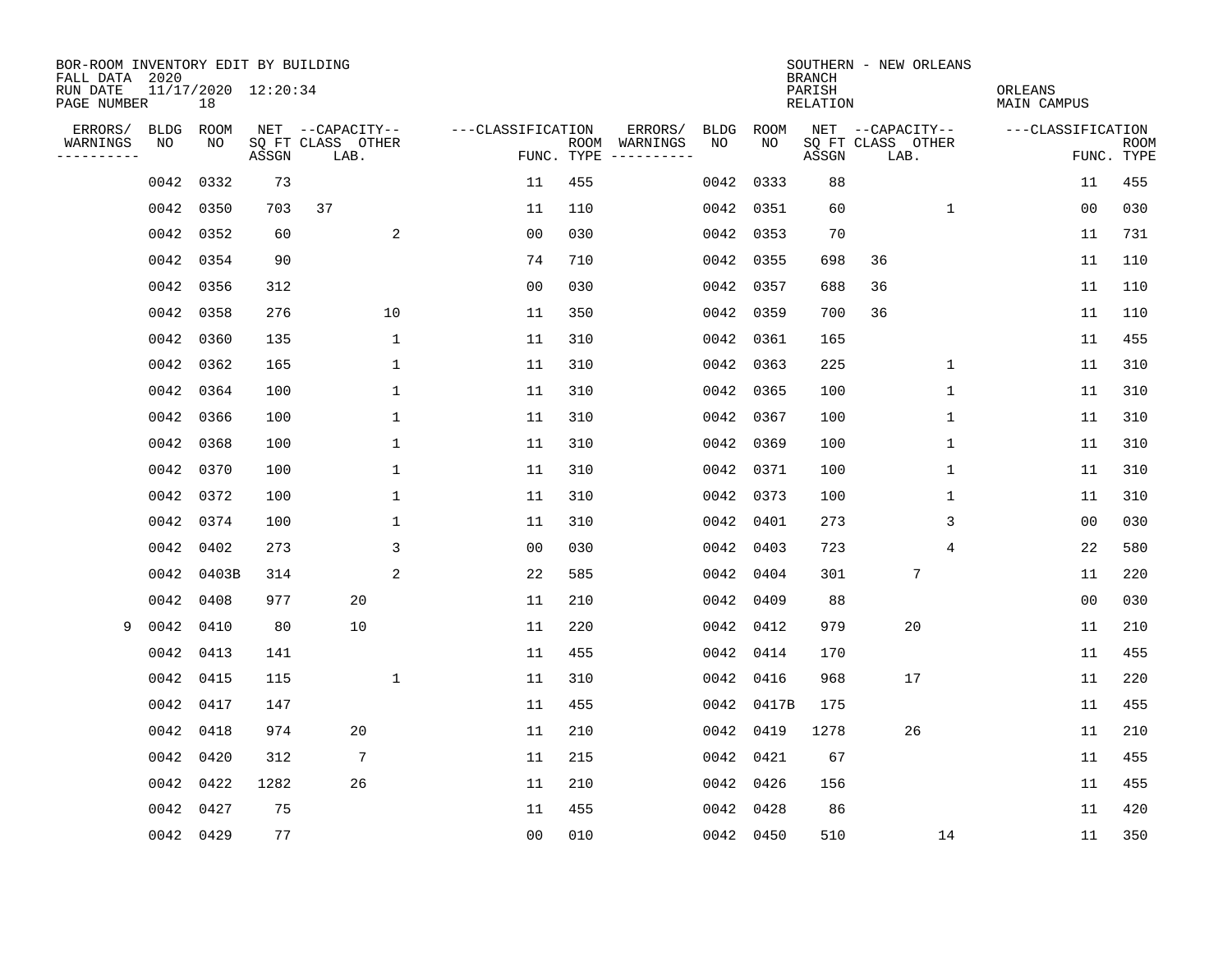BOR-ROOM INVENTORY EDIT BY BUILDING
FALL DATA 2020
RUN DATE 11/17/2020 12:20:34
PAGE NUMBER 18

SOUTHERN - NEW ORLEANS
BRANCH
PARISH ORLEANS
RELATION MAIN CAMPUS

| ERRORS/ WARNINGS | BLDG NO | ROOM NO | NET SQ FT ASSGN | CAPACITY CLASS LAB. | CAPACITY OTHER | CLASSIFICATION FUNC. | ROOM TYPE | ERRORS/ WARNINGS | BLDG NO | ROOM NO | NET SQ FT ASSGN | CAPACITY CLASS LAB. | CAPACITY OTHER | CLASSIFICATION FUNC. | ROOM TYPE |
|---|---|---|---|---|---|---|---|---|---|---|---|---|---|---|---|
| | 0042 | 0332 | 73 | | | 11 | 455 | | 0042 | 0333 | 88 | | | 11 | 455 |
| | 0042 | 0350 | 703 | 37 | | 11 | 110 | | 0042 | 0351 | 60 | | 1 | 00 | 030 |
| | 0042 | 0352 | 60 | | 2 | 00 | 030 | | 0042 | 0353 | 70 | | | 11 | 731 |
| | 0042 | 0354 | 90 | | | 74 | 710 | | 0042 | 0355 | 698 | 36 | | 11 | 110 |
| | 0042 | 0356 | 312 | | | 00 | 030 | | 0042 | 0357 | 688 | 36 | | 11 | 110 |
| | 0042 | 0358 | 276 | | 10 | 11 | 350 | | 0042 | 0359 | 700 | 36 | | 11 | 110 |
| | 0042 | 0360 | 135 | | 1 | 11 | 310 | | 0042 | 0361 | 165 | | | 11 | 455 |
| | 0042 | 0362 | 165 | | 1 | 11 | 310 | | 0042 | 0363 | 225 | | 1 | 11 | 310 |
| | 0042 | 0364 | 100 | | 1 | 11 | 310 | | 0042 | 0365 | 100 | | 1 | 11 | 310 |
| | 0042 | 0366 | 100 | | 1 | 11 | 310 | | 0042 | 0367 | 100 | | 1 | 11 | 310 |
| | 0042 | 0368 | 100 | | 1 | 11 | 310 | | 0042 | 0369 | 100 | | 1 | 11 | 310 |
| | 0042 | 0370 | 100 | | 1 | 11 | 310 | | 0042 | 0371 | 100 | | 1 | 11 | 310 |
| | 0042 | 0372 | 100 | | 1 | 11 | 310 | | 0042 | 0373 | 100 | | 1 | 11 | 310 |
| | 0042 | 0374 | 100 | | 1 | 11 | 310 | | 0042 | 0401 | 273 | | 3 | 00 | 030 |
| | 0042 | 0402 | 273 | | 3 | 00 | 030 | | 0042 | 0403 | 723 | | 4 | 22 | 580 |
| | 0042 | 0403B | 314 | | 2 | 22 | 585 | | 0042 | 0404 | 301 | 7 | | 11 | 220 |
| | 0042 | 0408 | 977 | 20 | | 11 | 210 | | 0042 | 0409 | 88 | | | 00 | 030 |
| 9 | 0042 | 0410 | 80 | 10 | | 11 | 220 | | 0042 | 0412 | 979 | 20 | | 11 | 210 |
| | 0042 | 0413 | 141 | | | 11 | 455 | | 0042 | 0414 | 170 | | | 11 | 455 |
| | 0042 | 0415 | 115 | | 1 | 11 | 310 | | 0042 | 0416 | 968 | 17 | | 11 | 220 |
| | 0042 | 0417 | 147 | | | 11 | 455 | | 0042 | 0417B | 175 | | | 11 | 455 |
| | 0042 | 0418 | 974 | 20 | | 11 | 210 | | 0042 | 0419 | 1278 | 26 | | 11 | 210 |
| | 0042 | 0420 | 312 | 7 | | 11 | 215 | | 0042 | 0421 | 67 | | | 11 | 455 |
| | 0042 | 0422 | 1282 | 26 | | 11 | 210 | | 0042 | 0426 | 156 | | | 11 | 455 |
| | 0042 | 0427 | 75 | | | 11 | 455 | | 0042 | 0428 | 86 | | | 11 | 420 |
| | 0042 | 0429 | 77 | | | 00 | 010 | | 0042 | 0450 | 510 | | 14 | 11 | 350 |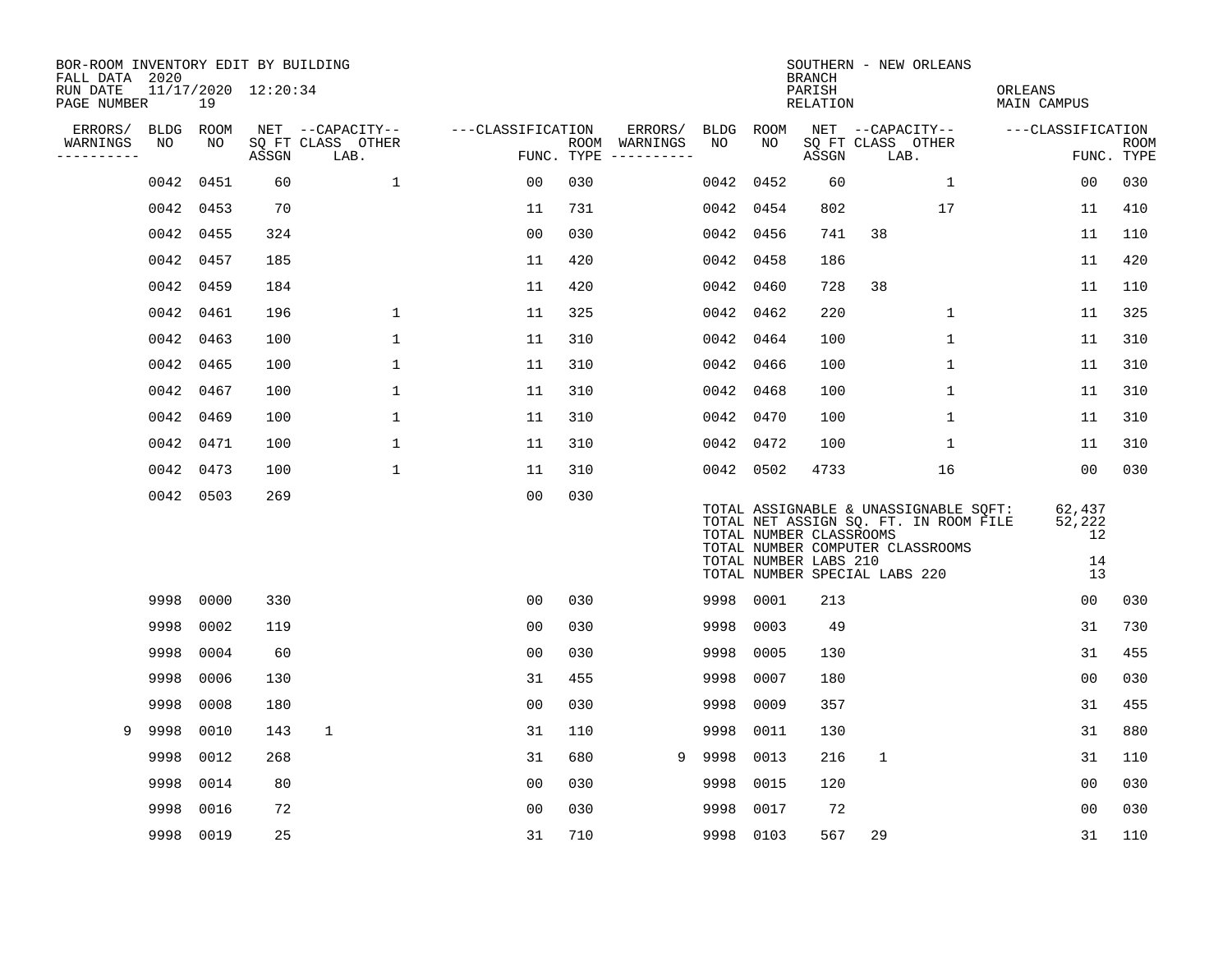BOR-ROOM INVENTORY EDIT BY BUILDING
FALL DATA 2020
RUN DATE 11/17/2020 12:20:34
PAGE NUMBER 19

SOUTHERN - NEW ORLEANS
BRANCH
PARISH ORLEANS
RELATION MAIN CAMPUS

| ERRORS/ WARNINGS | BLDG NO | ROOM NO | NET SQ FT ASSGN | CAPACITY CLASS | CAPACITY LAB. | CAPACITY OTHER | CLASSIFICATION FUNC. | ROOM TYPE | ERRORS/ WARNINGS | BLDG NO | ROOM NO | NET SQ FT ASSGN | CAPACITY CLASS | CAPACITY LAB. | CAPACITY OTHER | CLASSIFICATION FUNC. | ROOM TYPE |
|---|---|---|---|---|---|---|---|---|---|---|---|---|---|---|---|---|---|
| | 0042 | 0451 | 60 | | 1 | | 00 | 030 | | 0042 | 0452 | 60 | | 1 | | 00 | 030 |
| | 0042 | 0453 | 70 | | | | 11 | 731 | | 0042 | 0454 | 802 | | 17 | | 11 | 410 |
| | 0042 | 0455 | 324 | | | | 00 | 030 | | 0042 | 0456 | 741 | 38 | | | 11 | 110 |
| | 0042 | 0457 | 185 | | | | 11 | 420 | | 0042 | 0458 | 186 | | | | 11 | 420 |
| | 0042 | 0459 | 184 | | | | 11 | 420 | | 0042 | 0460 | 728 | 38 | | | 11 | 110 |
| | 0042 | 0461 | 196 | | 1 | | 11 | 325 | | 0042 | 0462 | 220 | | 1 | | 11 | 325 |
| | 0042 | 0463 | 100 | | 1 | | 11 | 310 | | 0042 | 0464 | 100 | | 1 | | 11 | 310 |
| | 0042 | 0465 | 100 | | 1 | | 11 | 310 | | 0042 | 0466 | 100 | | 1 | | 11 | 310 |
| | 0042 | 0467 | 100 | | 1 | | 11 | 310 | | 0042 | 0468 | 100 | | 1 | | 11 | 310 |
| | 0042 | 0469 | 100 | | 1 | | 11 | 310 | | 0042 | 0470 | 100 | | 1 | | 11 | 310 |
| | 0042 | 0471 | 100 | | 1 | | 11 | 310 | | 0042 | 0472 | 100 | | 1 | | 11 | 310 |
| | 0042 | 0473 | 100 | | 1 | | 11 | 310 | | 0042 | 0502 | 4733 | | 16 | | 00 | 030 |
| | 0042 | 0503 | 269 | | | | 00 | 030 | | | | | | | | | |

TOTAL ASSIGNABLE & UNASSIGNABLE SQFT: 62,437
TOTAL NET ASSIGN SQ. FT. IN ROOM FILE 52,222
TOTAL NUMBER CLASSROOMS 12
TOTAL NUMBER COMPUTER CLASSROOMS
TOTAL NUMBER LABS 210 14
TOTAL NUMBER SPECIAL LABS 220 13

| ERRORS/ WARNINGS | BLDG NO | ROOM NO | NET SQ FT ASSGN | CAPACITY CLASS | CAPACITY LAB. | CAPACITY OTHER | CLASSIFICATION FUNC. | ROOM TYPE | ERRORS/ WARNINGS | BLDG NO | ROOM NO | NET SQ FT ASSGN | CAPACITY CLASS | CAPACITY LAB. | CAPACITY OTHER | CLASSIFICATION FUNC. | ROOM TYPE |
|---|---|---|---|---|---|---|---|---|---|---|---|---|---|---|---|---|---|
| | 9998 | 0000 | 330 | | | | 00 | 030 | | 9998 | 0001 | 213 | | | | 00 | 030 |
| | 9998 | 0002 | 119 | | | | 00 | 030 | | 9998 | 0003 | 49 | | | | 31 | 730 |
| | 9998 | 0004 | 60 | | | | 00 | 030 | | 9998 | 0005 | 130 | | | | 31 | 455 |
| | 9998 | 0006 | 130 | | | | 31 | 455 | | 9998 | 0007 | 180 | | | | 00 | 030 |
| | 9998 | 0008 | 180 | | | | 00 | 030 | | 9998 | 0009 | 357 | | | | 31 | 455 |
| 9 | 9998 | 0010 | 143 | 1 | | | 31 | 110 | | 9998 | 0011 | 130 | | | | 31 | 880 |
| | 9998 | 0012 | 268 | | | | 31 | 680 | 9 | 9998 | 0013 | 216 | 1 | | | 31 | 110 |
| | 9998 | 0014 | 80 | | | | 00 | 030 | | 9998 | 0015 | 120 | | | | 00 | 030 |
| | 9998 | 0016 | 72 | | | | 00 | 030 | | 9998 | 0017 | 72 | | | | 00 | 030 |
| | 9998 | 0019 | 25 | | | | 31 | 710 | | 9998 | 0103 | 567 | 29 | | | 31 | 110 |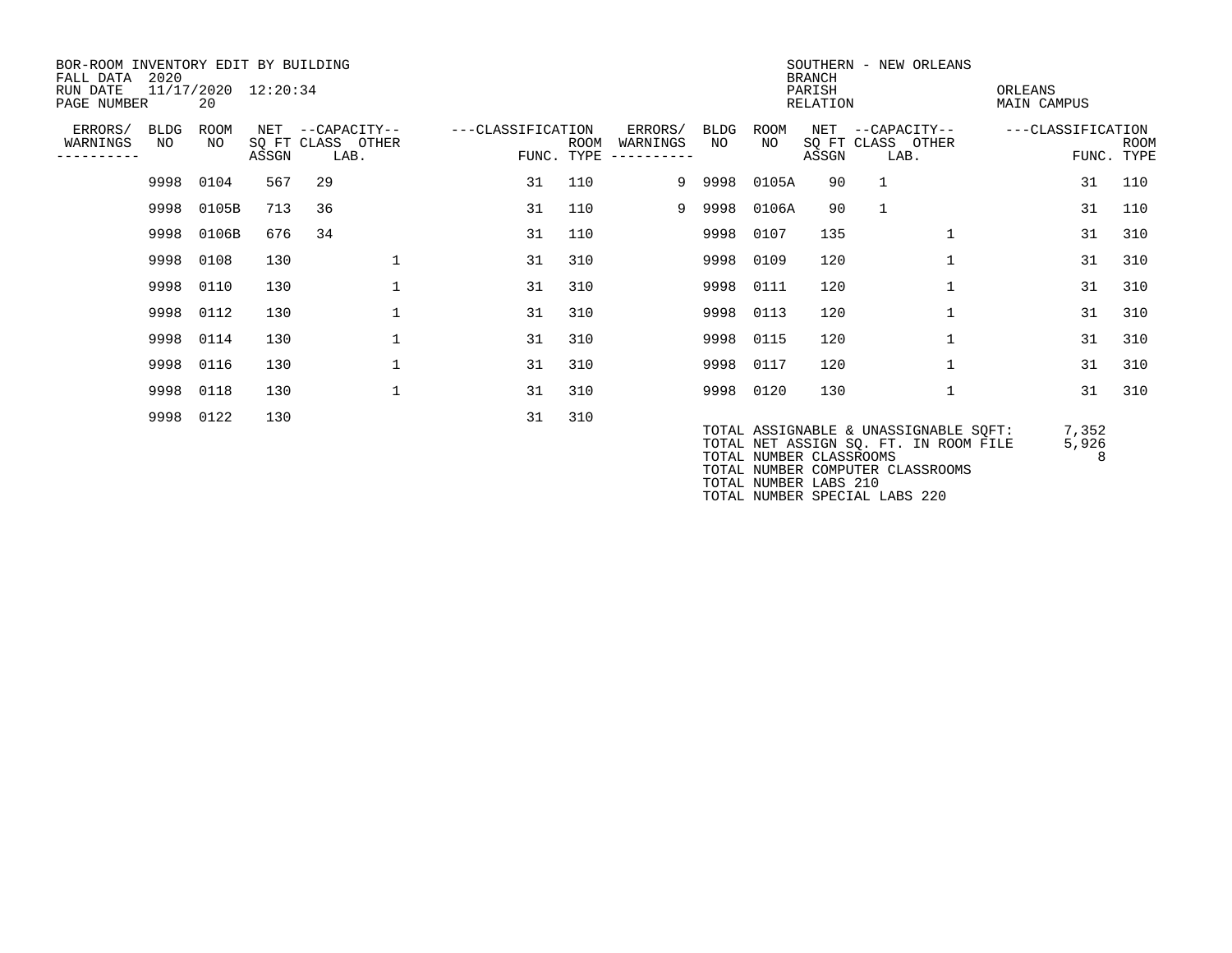BOR-ROOM INVENTORY EDIT BY BUILDING
FALL DATA 2020
RUN DATE 11/17/2020 12:20:34
PAGE NUMBER 20

SOUTHERN - NEW ORLEANS
BRANCH
PARISH ORLEANS
RELATION MAIN CAMPUS

| ERRORS/ WARNINGS | BLDG NO | ROOM NO | NET SQ FT ASSGN | CAPACITY CLASS | CAPACITY OTHER LAB. | CLASSIFICATION FUNC. | ROOM TYPE | ERRORS/ WARNINGS | BLDG NO | ROOM NO | NET SQ FT ASSGN | CAPACITY CLASS | CAPACITY OTHER LAB. | CLASSIFICATION FUNC. | ROOM TYPE |
|---|---|---|---|---|---|---|---|---|---|---|---|---|---|---|---|
| | 9998 | 0104 | 567 | 29 | | 31 | 110 | 9 | 9998 | 0105A | 90 | 1 | | 31 | 110 |
| | 9998 | 0105B | 713 | 36 | | 31 | 110 | 9 | 9998 | 0106A | 90 | 1 | | 31 | 110 |
| | 9998 | 0106B | 676 | 34 | | 31 | 110 | | 9998 | 0107 | 135 | | 1 | 31 | 310 |
| | 9998 | 0108 | 130 | | 1 | 31 | 310 | | 9998 | 0109 | 120 | | 1 | 31 | 310 |
| | 9998 | 0110 | 130 | | 1 | 31 | 310 | | 9998 | 0111 | 120 | | 1 | 31 | 310 |
| | 9998 | 0112 | 130 | | 1 | 31 | 310 | | 9998 | 0113 | 120 | | 1 | 31 | 310 |
| | 9998 | 0114 | 130 | | 1 | 31 | 310 | | 9998 | 0115 | 120 | | 1 | 31 | 310 |
| | 9998 | 0116 | 130 | | 1 | 31 | 310 | | 9998 | 0117 | 120 | | 1 | 31 | 310 |
| | 9998 | 0118 | 130 | | 1 | 31 | 310 | | 9998 | 0120 | 130 | | 1 | 31 | 310 |
| | 9998 | 0122 | 130 | | | 31 | 310 | | | | | | | | |

TOTAL ASSIGNABLE & UNASSIGNABLE SQFT: 7,352
TOTAL NET ASSIGN SQ. FT. IN ROOM FILE 5,926
TOTAL NUMBER CLASSROOMS 8
TOTAL NUMBER COMPUTER CLASSROOMS
TOTAL NUMBER LABS 210
TOTAL NUMBER SPECIAL LABS 220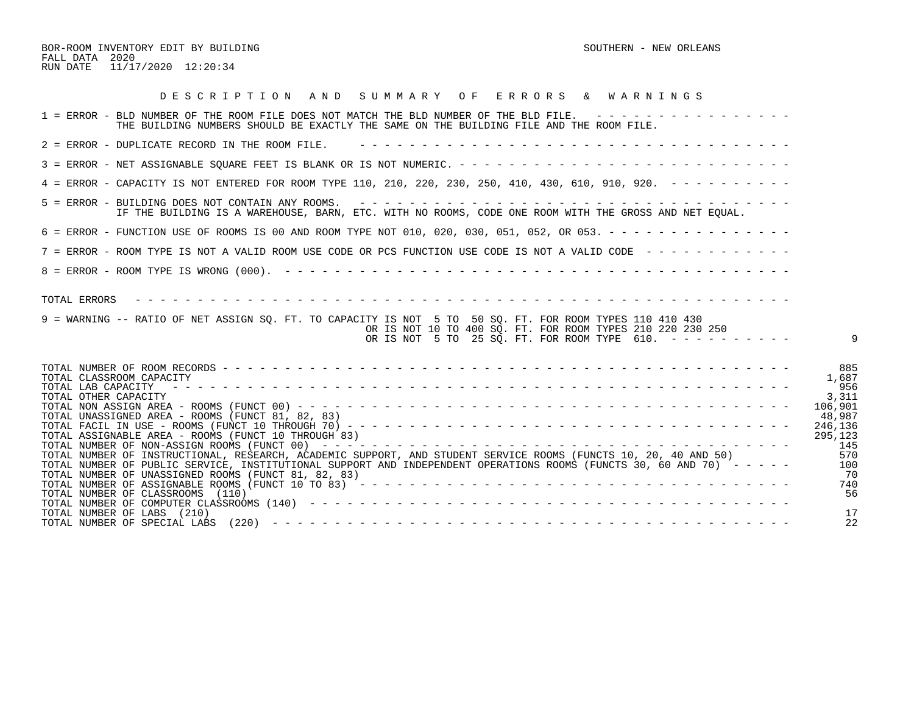BOR-ROOM INVENTORY EDIT BY BUILDING
FALL DATA 2020
RUN DATE 11/17/2020 12:20:34

SOUTHERN - NEW ORLEANS

## D E S C R I P T I O N A N D S U M M A R Y O F E R R O R S & W A R N I N G S

| Description | Count |
|---|---|
| 1 = ERROR - BLD NUMBER OF THE ROOM FILE DOES NOT MATCH THE BLD NUMBER OF THE BLD FILE. THE BUILDING NUMBERS SHOULD BE EXACTLY THE SAME ON THE BUILDING FILE AND THE ROOM FILE. | |
| 2 = ERROR - DUPLICATE RECORD IN THE ROOM FILE. | |
| 3 = ERROR - NET ASSIGNABLE SQUARE FEET IS BLANK OR IS NOT NUMERIC. | |
| 4 = ERROR - CAPACITY IS NOT ENTERED FOR ROOM TYPE 110, 210, 220, 230, 250, 410, 430, 610, 910, 920. | |
| 5 = ERROR - BUILDING DOES NOT CONTAIN ANY ROOMS. IF THE BUILDING IS A WAREHOUSE, BARN, ETC. WITH NO ROOMS, CODE ONE ROOM WITH THE GROSS AND NET EQUAL. | |
| 6 = ERROR - FUNCTION USE OF ROOMS IS 00 AND ROOM TYPE NOT 010, 020, 030, 051, 052, OR 053. | |
| 7 = ERROR - ROOM TYPE IS NOT A VALID ROOM USE CODE OR PCS FUNCTION USE CODE IS NOT A VALID CODE | |
| 8 = ERROR - ROOM TYPE IS WRONG (000). | |
| TOTAL ERRORS | |
| 9 = WARNING -- RATIO OF NET ASSIGN SQ. FT. TO CAPACITY IS NOT 5 TO 50 SQ. FT. FOR ROOM TYPES 110 410 430 OR IS NOT 10 TO 400 SQ. FT. FOR ROOM TYPES 210 220 230 250 OR IS NOT 5 TO 25 SQ. FT. FOR ROOM TYPE 610. | 9 |

| Item | Value |
|---|---|
| TOTAL NUMBER OF ROOM RECORDS | 885 |
| TOTAL CLASSROOM CAPACITY | 1,687 |
| TOTAL LAB CAPACITY | 956 |
| TOTAL OTHER CAPACITY | 3,311 |
| TOTAL NON ASSIGN AREA - ROOMS (FUNCT 00) | 106,901 |
| TOTAL UNASSIGNED AREA - ROOMS (FUNCT 81, 82, 83) | 48,987 |
| TOTAL FACIL IN USE - ROOMS (FUNCT 10 THROUGH 70) | 246,136 |
| TOTAL ASSIGNABLE AREA - ROOMS (FUNCT 10 THROUGH 83) | 295,123 |
| TOTAL NUMBER OF NON-ASSIGN ROOMS (FUNCT 00) | 145 |
| TOTAL NUMBER OF INSTRUCTIONAL, RESEARCH, ACADEMIC SUPPORT, AND STUDENT SERVICE ROOMS (FUNCTS 10, 20, 40 AND 50) | 570 |
| TOTAL NUMBER OF PUBLIC SERVICE, INSTITUTIONAL SUPPORT AND INDEPENDENT OPERATIONS ROOMS (FUNCTS 30, 60 AND 70) | 100 |
| TOTAL NUMBER OF UNASSIGNED ROOMS (FUNCT 81, 82, 83) | 70 |
| TOTAL NUMBER OF ASSIGNABLE ROOMS (FUNCT 10 TO 83) | 740 |
| TOTAL NUMBER OF CLASSROOMS (110) | 56 |
| TOTAL NUMBER OF COMPUTER CLASSROOMS (140) | |
| TOTAL NUMBER OF LABS (210) | 17 |
| TOTAL NUMBER OF SPECIAL LABS (220) | 22 |